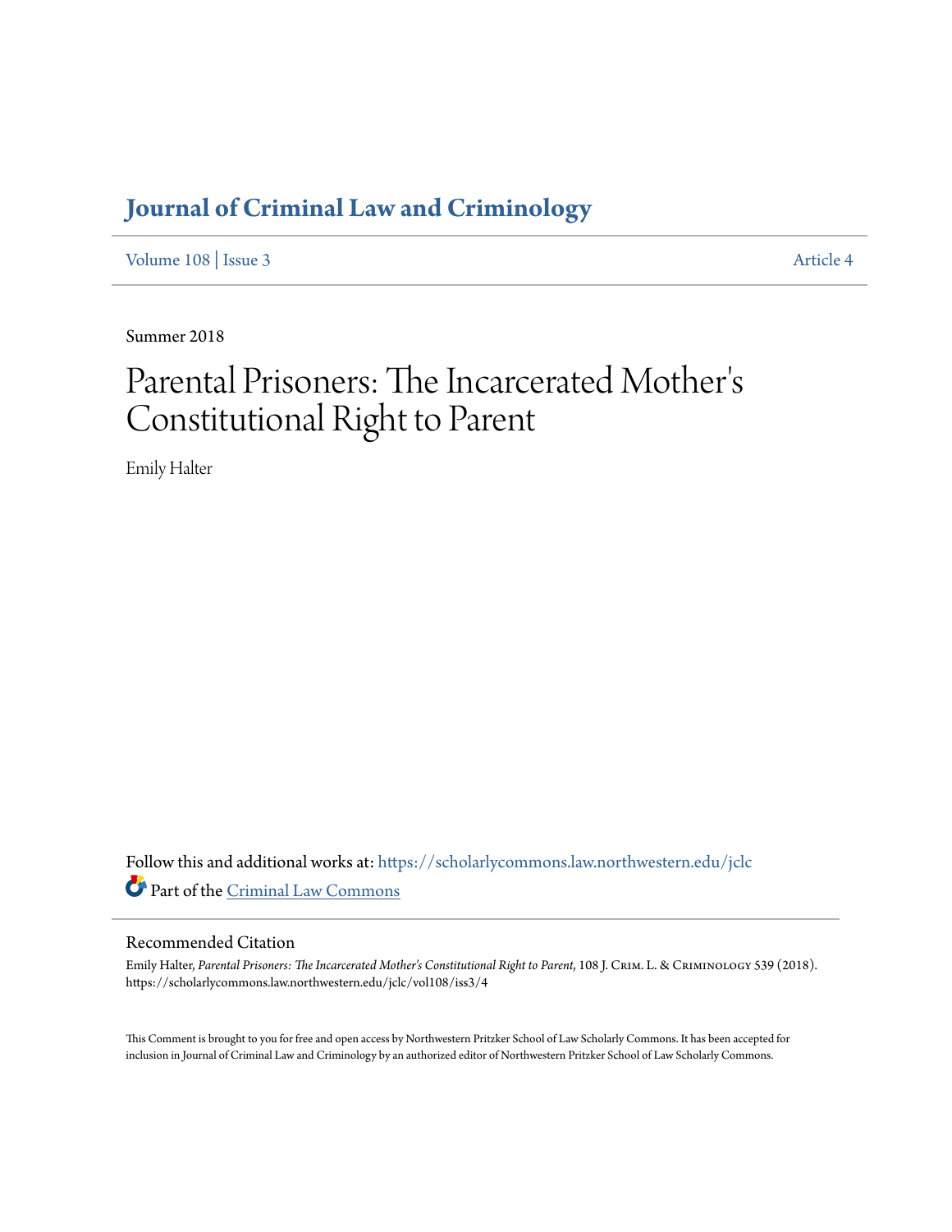# Journal of Criminal Law and Criminology

Volume 108 | Issue 3 Article 4

Summer 2018

# Parental Prisoners: The Incarcerated Mother's Constitutional Right to Parent

Emily Halter

Follow this and additional works at: https://scholarlycommons.law.northwestern.edu/jclc

Part of the Criminal Law Commons

## Recommended Citation

Emily Halter, *Parental Prisoners: The Incarcerated Mother's Constitutional Right to Parent*, 108 J. Crim. L. & Criminology 539 (2018).
https://scholarlycommons.law.northwestern.edu/jclc/vol108/iss3/4

This Comment is brought to you for free and open access by Northwestern Pritzker School of Law Scholarly Commons. It has been accepted for inclusion in Journal of Criminal Law and Criminology by an authorized editor of Northwestern Pritzker School of Law Scholarly Commons.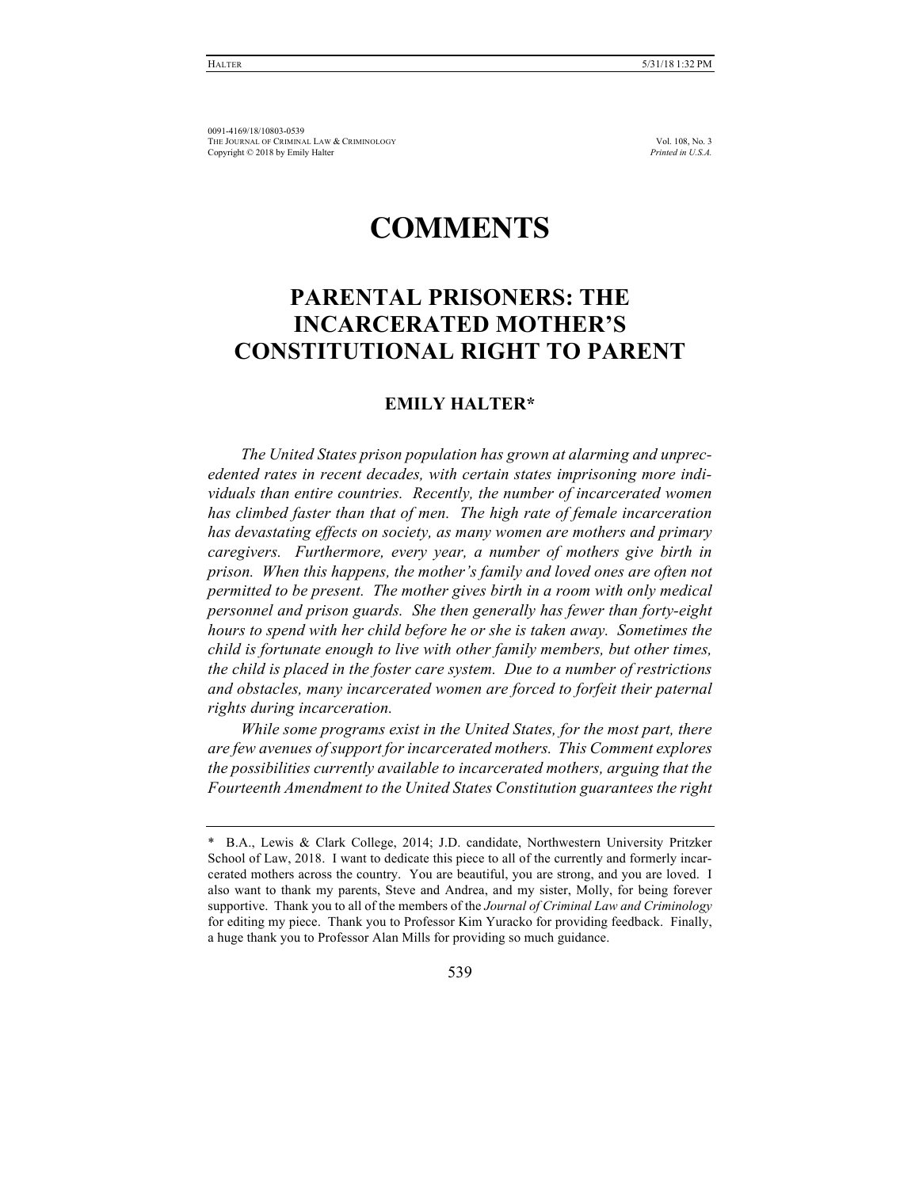0091-4169/18/10803-0539
THE JOURNAL OF CRIMINAL LAW & CRIMINOLOGY Vol. 108, No. 3
Copyright © 2018 by Emily Halter *Printed in U.S.A.*

# COMMENTS

## PARENTAL PRISONERS: THE INCARCERATED MOTHER'S CONSTITUTIONAL RIGHT TO PARENT

### EMILY HALTER*

*The United States prison population has grown at alarming and unprecedented rates in recent decades, with certain states imprisoning more individuals than entire countries. Recently, the number of incarcerated women has climbed faster than that of men. The high rate of female incarceration has devastating effects on society, as many women are mothers and primary caregivers. Furthermore, every year, a number of mothers give birth in prison. When this happens, the mother's family and loved ones are often not permitted to be present. The mother gives birth in a room with only medical personnel and prison guards. She then generally has fewer than forty-eight hours to spend with her child before he or she is taken away. Sometimes the child is fortunate enough to live with other family members, but other times, the child is placed in the foster care system. Due to a number of restrictions and obstacles, many incarcerated women are forced to forfeit their paternal rights during incarceration.*

*While some programs exist in the United States, for the most part, there are few avenues of support for incarcerated mothers. This Comment explores the possibilities currently available to incarcerated mothers, arguing that the Fourteenth Amendment to the United States Constitution guarantees the right*

---

\* B.A., Lewis & Clark College, 2014; J.D. candidate, Northwestern University Pritzker School of Law, 2018. I want to dedicate this piece to all of the currently and formerly incarcerated mothers across the country. You are beautiful, you are strong, and you are loved. I also want to thank my parents, Steve and Andrea, and my sister, Molly, for being forever supportive. Thank you to all of the members of the *Journal of Criminal Law and Criminology* for editing my piece. Thank you to Professor Kim Yuracko for providing feedback. Finally, a huge thank you to Professor Alan Mills for providing so much guidance.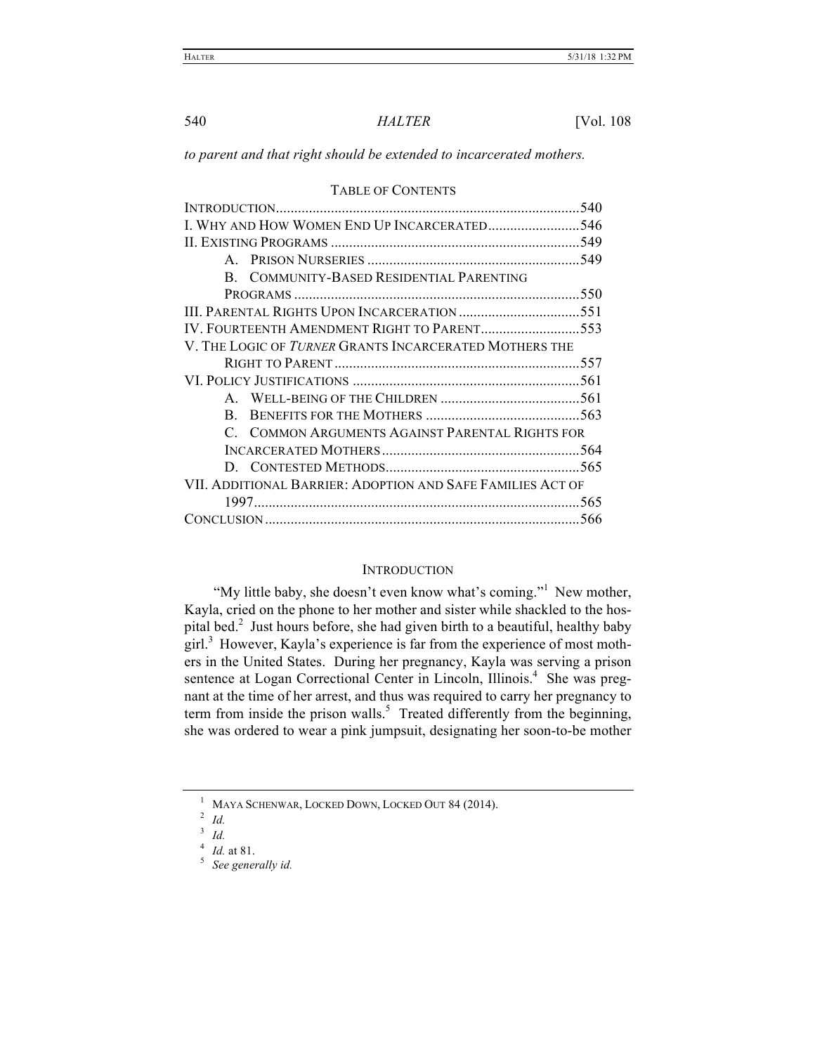*to parent and that right should be extended to incarcerated mothers.*

TABLE OF CONTENTS

| | |
|---|---|
| INTRODUCTION | 540 |
| I. WHY AND HOW WOMEN END UP INCARCERATED | 546 |
| II. EXISTING PROGRAMS | 549 |
| A. PRISON NURSERIES | 549 |
| B. COMMUNITY-BASED RESIDENTIAL PARENTING PROGRAMS | 550 |
| III. PARENTAL RIGHTS UPON INCARCERATION | 551 |
| IV. FOURTEENTH AMENDMENT RIGHT TO PARENT | 553 |
| V. THE LOGIC OF *TURNER* GRANTS INCARCERATED MOTHERS THE RIGHT TO PARENT | 557 |
| VI. POLICY JUSTIFICATIONS | 561 |
| A. WELL-BEING OF THE CHILDREN | 561 |
| B. BENEFITS FOR THE MOTHERS | 563 |
| C. COMMON ARGUMENTS AGAINST PARENTAL RIGHTS FOR INCARCERATED MOTHERS | 564 |
| D. CONTESTED METHODS | 565 |
| VII. ADDITIONAL BARRIER: ADOPTION AND SAFE FAMILIES ACT OF 1997 | 565 |
| CONCLUSION | 566 |

## INTRODUCTION

"My little baby, she doesn't even know what's coming."[1] New mother, Kayla, cried on the phone to her mother and sister while shackled to the hospital bed.[2] Just hours before, she had given birth to a beautiful, healthy baby girl.[3] However, Kayla's experience is far from the experience of most mothers in the United States. During her pregnancy, Kayla was serving a prison sentence at Logan Correctional Center in Lincoln, Illinois.[4] She was pregnant at the time of her arrest, and thus was required to carry her pregnancy to term from inside the prison walls.[5] Treated differently from the beginning, she was ordered to wear a pink jumpsuit, designating her soon-to-be mother

---

[1] MAYA SCHENWAR, LOCKED DOWN, LOCKED OUT 84 (2014).

[2] *Id.*

[3] *Id.*

[4] *Id.* at 81.

[5] *See generally id.*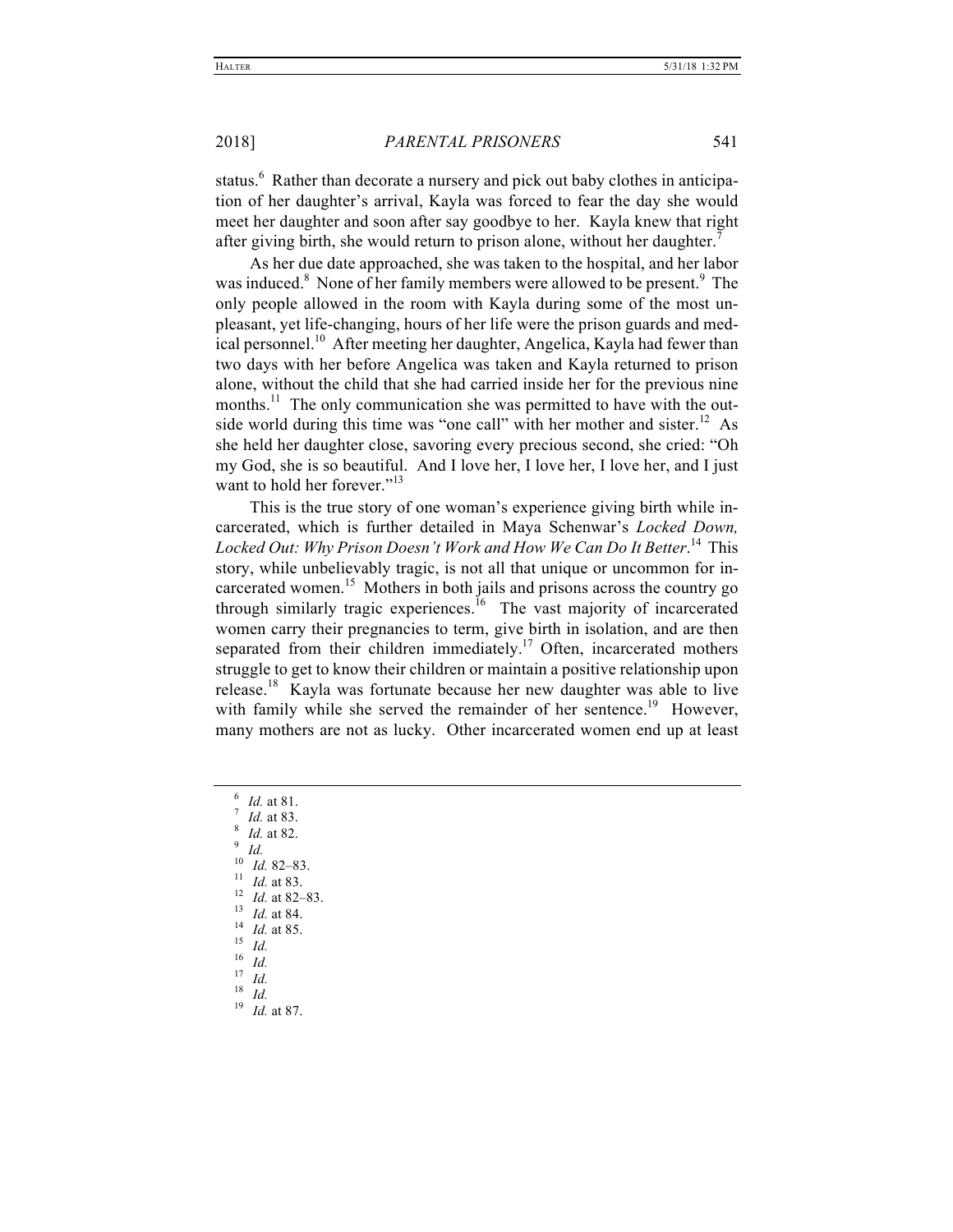status.[6] Rather than decorate a nursery and pick out baby clothes in anticipation of her daughter's arrival, Kayla was forced to fear the day she would meet her daughter and soon after say goodbye to her. Kayla knew that right after giving birth, she would return to prison alone, without her daughter.[7]

As her due date approached, she was taken to the hospital, and her labor was induced.[8] None of her family members were allowed to be present.[9] The only people allowed in the room with Kayla during some of the most unpleasant, yet life-changing, hours of her life were the prison guards and medical personnel.[10] After meeting her daughter, Angelica, Kayla had fewer than two days with her before Angelica was taken and Kayla returned to prison alone, without the child that she had carried inside her for the previous nine months.[11] The only communication she was permitted to have with the outside world during this time was "one call" with her mother and sister.[12] As she held her daughter close, savoring every precious second, she cried: "Oh my God, she is so beautiful. And I love her, I love her, I love her, and I just want to hold her forever."[13]

This is the true story of one woman's experience giving birth while incarcerated, which is further detailed in Maya Schenwar's *Locked Down, Locked Out: Why Prison Doesn't Work and How We Can Do It Better*.[14] This story, while unbelievably tragic, is not all that unique or uncommon for incarcerated women.[15] Mothers in both jails and prisons across the country go through similarly tragic experiences.[16] The vast majority of incarcerated women carry their pregnancies to term, give birth in isolation, and are then separated from their children immediately.[17] Often, incarcerated mothers struggle to get to know their children or maintain a positive relationship upon release.[18] Kayla was fortunate because her new daughter was able to live with family while she served the remainder of her sentence.[19] However, many mothers are not as lucky. Other incarcerated women end up at least

---

[6] *Id.* at 81.

[7] *Id.* at 83.

[8] *Id.* at 82.

[9] *Id.*

[10] *Id.* 82–83.

[11] *Id.* at 83.

[12] *Id.* at 82–83.

[13] *Id.* at 84.

[14] *Id.* at 85.

[15] *Id.*

[16] *Id.*

[17] *Id.*

[18] *Id.*

[19] *Id.* at 87.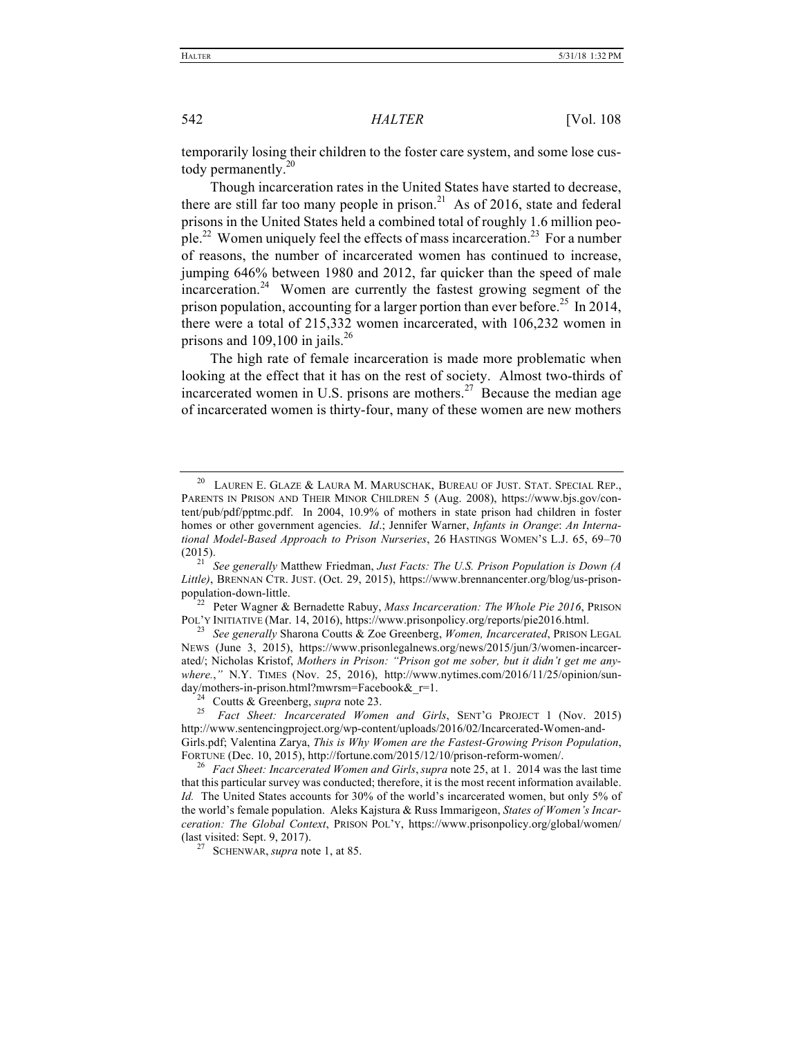temporarily losing their children to the foster care system, and some lose custody permanently.[20]

Though incarceration rates in the United States have started to decrease, there are still far too many people in prison.[21] As of 2016, state and federal prisons in the United States held a combined total of roughly 1.6 million people.[22] Women uniquely feel the effects of mass incarceration.[23] For a number of reasons, the number of incarcerated women has continued to increase, jumping 646% between 1980 and 2012, far quicker than the speed of male incarceration.[24] Women are currently the fastest growing segment of the prison population, accounting for a larger portion than ever before.[25] In 2014, there were a total of 215,332 women incarcerated, with 106,232 women in prisons and 109,100 in jails.[26]

The high rate of female incarceration is made more problematic when looking at the effect that it has on the rest of society. Almost two-thirds of incarcerated women in U.S. prisons are mothers.[27] Because the median age of incarcerated women is thirty-four, many of these women are new mothers

---

[20] LAUREN E. GLAZE & LAURA M. MARUSCHAK, BUREAU OF JUST. STAT. SPECIAL REP., PARENTS IN PRISON AND THEIR MINOR CHILDREN 5 (Aug. 2008), https://www.bjs.gov/content/pub/pdf/pptmc.pdf. In 2004, 10.9% of mothers in state prison had children in foster homes or other government agencies. *Id*.; Jennifer Warner, *Infants in Orange*: *An International Model-Based Approach to Prison Nurseries*, 26 HASTINGS WOMEN'S L.J. 65, 69–70 (2015).

[21] *See generally* Matthew Friedman, *Just Facts: The U.S. Prison Population is Down (A Little)*, BRENNAN CTR. JUST. (Oct. 29, 2015), https://www.brennancenter.org/blog/us-prison-population-down-little.

[22] Peter Wagner & Bernadette Rabuy, *Mass Incarceration: The Whole Pie 2016*, PRISON POL'Y INITIATIVE (Mar. 14, 2016), https://www.prisonpolicy.org/reports/pie2016.html.

[23] *See generally* Sharona Coutts & Zoe Greenberg, *Women, Incarcerated*, PRISON LEGAL NEWS (June 3, 2015), https://www.prisonlegalnews.org/news/2015/jun/3/women-incarcerated/; Nicholas Kristof, *Mothers in Prison: "Prison got me sober, but it didn't get me anywhere.*,*"* N.Y. TIMES (Nov. 25, 2016), http://www.nytimes.com/2016/11/25/opinion/sunday/mothers-in-prison.html?mwrsm=Facebook&_r=1.

[24] Coutts & Greenberg, *supra* note 23.

[25] *Fact Sheet: Incarcerated Women and Girls*, SENT'G PROJECT 1 (Nov. 2015) http://www.sentencingproject.org/wp-content/uploads/2016/02/Incarcerated-Women-and-Girls.pdf; Valentina Zarya, *This is Why Women are the Fastest-Growing Prison Population*, FORTUNE (Dec. 10, 2015), http://fortune.com/2015/12/10/prison-reform-women/.

[26] *Fact Sheet: Incarcerated Women and Girls*, *supra* note 25, at 1. 2014 was the last time that this particular survey was conducted; therefore, it is the most recent information available. *Id.* The United States accounts for 30% of the world's incarcerated women, but only 5% of the world's female population. Aleks Kajstura & Russ Immarigeon, *States of Women's Incarceration: The Global Context*, PRISON POL'Y, https://www.prisonpolicy.org/global/women/ (last visited: Sept. 9, 2017).

[27] SCHENWAR, *supra* note 1, at 85.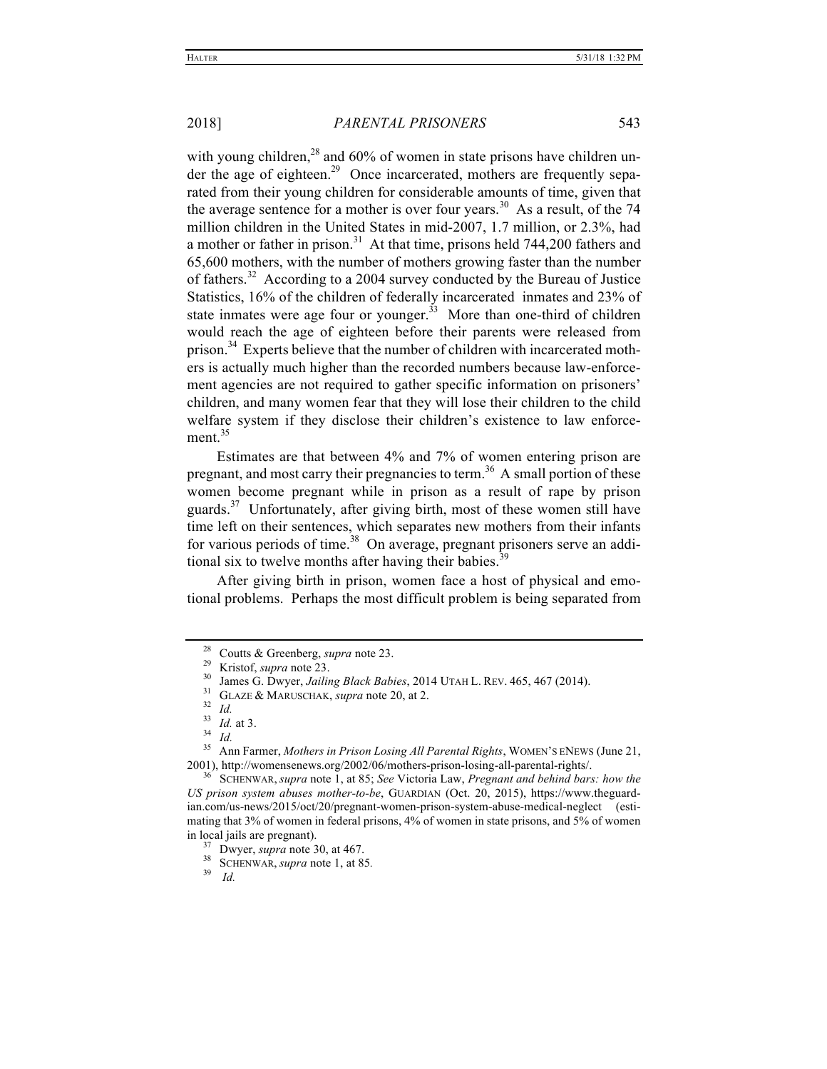with young children,[28] and 60% of women in state prisons have children under the age of eighteen.[29] Once incarcerated, mothers are frequently separated from their young children for considerable amounts of time, given that the average sentence for a mother is over four years.[30] As a result, of the 74 million children in the United States in mid-2007, 1.7 million, or 2.3%, had a mother or father in prison.[31] At that time, prisons held 744,200 fathers and 65,600 mothers, with the number of mothers growing faster than the number of fathers.[32] According to a 2004 survey conducted by the Bureau of Justice Statistics, 16% of the children of federally incarcerated inmates and 23% of state inmates were age four or younger.[33] More than one-third of children would reach the age of eighteen before their parents were released from prison.[34] Experts believe that the number of children with incarcerated mothers is actually much higher than the recorded numbers because law-enforcement agencies are not required to gather specific information on prisoners' children, and many women fear that they will lose their children to the child welfare system if they disclose their children's existence to law enforcement.[35]

Estimates are that between 4% and 7% of women entering prison are pregnant, and most carry their pregnancies to term.[36] A small portion of these women become pregnant while in prison as a result of rape by prison guards.[37] Unfortunately, after giving birth, most of these women still have time left on their sentences, which separates new mothers from their infants for various periods of time.[38] On average, pregnant prisoners serve an additional six to twelve months after having their babies.[39]

After giving birth in prison, women face a host of physical and emotional problems. Perhaps the most difficult problem is being separated from

---

[28] Coutts & Greenberg, *supra* note 23.

[29] Kristof, *supra* note 23.

[30] James G. Dwyer, *Jailing Black Babies*, 2014 UTAH L. REV. 465, 467 (2014).

[31] GLAZE & MARUSCHAK, *supra* note 20, at 2.

[32] *Id.*

[33] *Id.* at 3.

[34] *Id.*

[35] Ann Farmer, *Mothers in Prison Losing All Parental Rights*, WOMEN'S ENEWS (June 21, 2001), http://womensenews.org/2002/06/mothers-prison-losing-all-parental-rights/.

[36] SCHENWAR, *supra* note 1, at 85; *See* Victoria Law, *Pregnant and behind bars: how the US prison system abuses mother-to-be*, GUARDIAN (Oct. 20, 2015), https://www.theguardian.com/us-news/2015/oct/20/pregnant-women-prison-system-abuse-medical-neglect (estimating that 3% of women in federal prisons, 4% of women in state prisons, and 5% of women in local jails are pregnant).

[37] Dwyer, *supra* note 30, at 467.

[38] SCHENWAR, *supra* note 1, at 85.

[39] *Id.*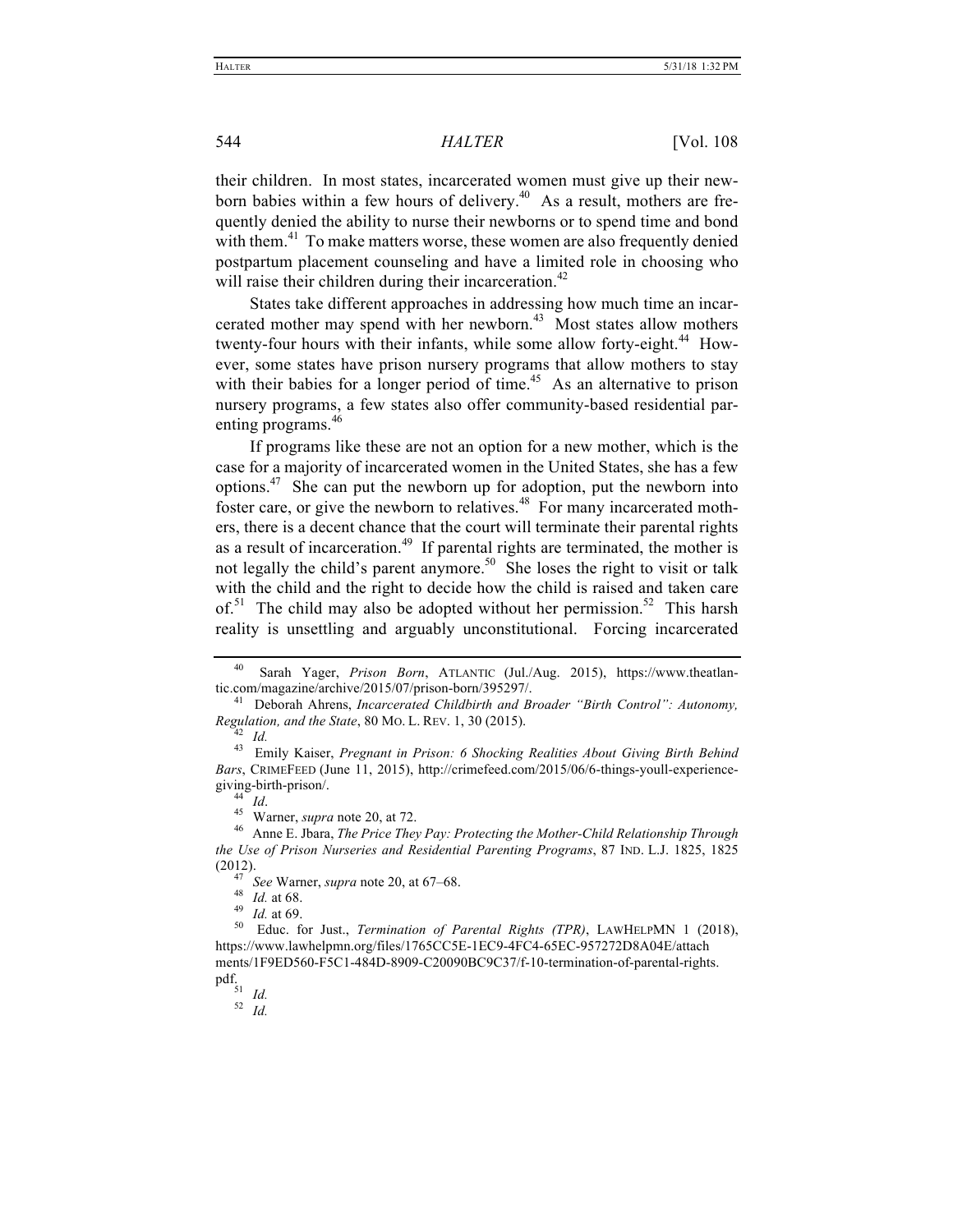their children. In most states, incarcerated women must give up their newborn babies within a few hours of delivery.[40] As a result, mothers are frequently denied the ability to nurse their newborns or to spend time and bond with them.[41] To make matters worse, these women are also frequently denied postpartum placement counseling and have a limited role in choosing who will raise their children during their incarceration.[42]

States take different approaches in addressing how much time an incarcerated mother may spend with her newborn.[43] Most states allow mothers twenty-four hours with their infants, while some allow forty-eight.[44] However, some states have prison nursery programs that allow mothers to stay with their babies for a longer period of time.[45] As an alternative to prison nursery programs, a few states also offer community-based residential parenting programs.[46]

If programs like these are not an option for a new mother, which is the case for a majority of incarcerated women in the United States, she has a few options.[47] She can put the newborn up for adoption, put the newborn into foster care, or give the newborn to relatives.[48] For many incarcerated mothers, there is a decent chance that the court will terminate their parental rights as a result of incarceration.[49] If parental rights are terminated, the mother is not legally the child's parent anymore.[50] She loses the right to visit or talk with the child and the right to decide how the child is raised and taken care of.[51] The child may also be adopted without her permission.[52] This harsh reality is unsettling and arguably unconstitutional. Forcing incarcerated

---

[40] Sarah Yager, *Prison Born*, ATLANTIC (Jul./Aug. 2015), https://www.theatlantic.com/magazine/archive/2015/07/prison-born/395297/.

[41] Deborah Ahrens, *Incarcerated Childbirth and Broader "Birth Control": Autonomy, Regulation, and the State*, 80 MO. L. REV. 1, 30 (2015).

[42] *Id.*

[43] Emily Kaiser, *Pregnant in Prison: 6 Shocking Realities About Giving Birth Behind Bars*, CRIMEFEED (June 11, 2015), http://crimefeed.com/2015/06/6-things-youll-experience-giving-birth-prison/.

[44] *Id*.

[45] Warner, *supra* note 20, at 72.

[46] Anne E. Jbara, *The Price They Pay: Protecting the Mother-Child Relationship Through the Use of Prison Nurseries and Residential Parenting Programs*, 87 IND. L.J. 1825, 1825 (2012).

[47] *See* Warner, *supra* note 20, at 67–68.

[48] *Id.* at 68.

[49] *Id.* at 69.

[50] Educ. for Just., *Termination of Parental Rights (TPR)*, LAWHELPMN 1 (2018), https://www.lawhelpmn.org/files/1765CC5E-1EC9-4FC4-65EC-957272D8A04E/attachments/1F9ED560-F5C1-484D-8909-C20090BC9C37/f-10-termination-of-parental-rights.pdf.

[51] *Id.*

[52] *Id.*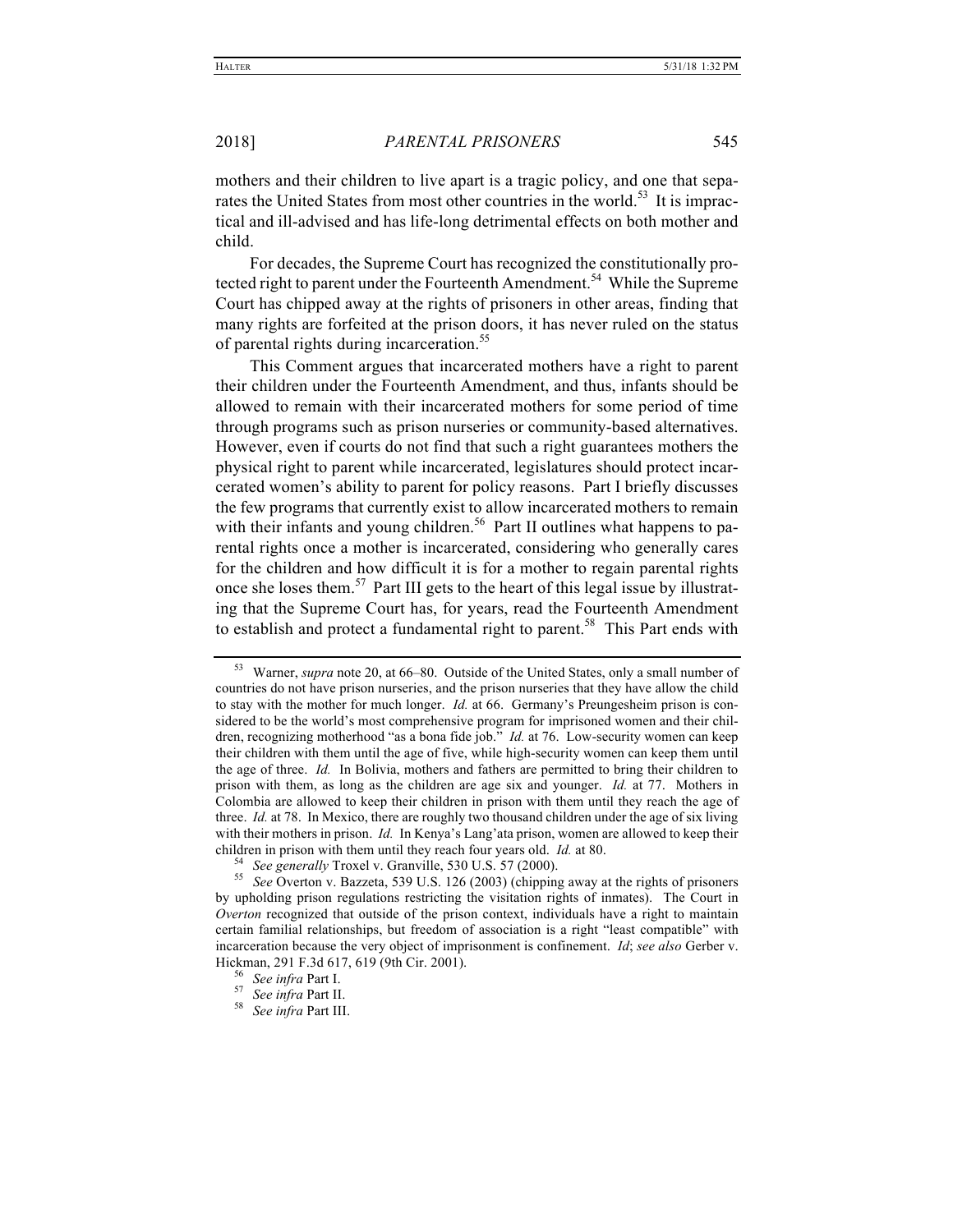mothers and their children to live apart is a tragic policy, and one that separates the United States from most other countries in the world.[53] It is impractical and ill-advised and has life-long detrimental effects on both mother and child.

For decades, the Supreme Court has recognized the constitutionally protected right to parent under the Fourteenth Amendment.[54] While the Supreme Court has chipped away at the rights of prisoners in other areas, finding that many rights are forfeited at the prison doors, it has never ruled on the status of parental rights during incarceration.[55]

This Comment argues that incarcerated mothers have a right to parent their children under the Fourteenth Amendment, and thus, infants should be allowed to remain with their incarcerated mothers for some period of time through programs such as prison nurseries or community-based alternatives. However, even if courts do not find that such a right guarantees mothers the physical right to parent while incarcerated, legislatures should protect incarcerated women's ability to parent for policy reasons. Part I briefly discusses the few programs that currently exist to allow incarcerated mothers to remain with their infants and young children.[56] Part II outlines what happens to parental rights once a mother is incarcerated, considering who generally cares for the children and how difficult it is for a mother to regain parental rights once she loses them.[57] Part III gets to the heart of this legal issue by illustrating that the Supreme Court has, for years, read the Fourteenth Amendment to establish and protect a fundamental right to parent.[58] This Part ends with

---

[53] Warner, *supra* note 20, at 66–80. Outside of the United States, only a small number of countries do not have prison nurseries, and the prison nurseries that they have allow the child to stay with the mother for much longer. *Id.* at 66. Germany's Preungesheim prison is considered to be the world's most comprehensive program for imprisoned women and their children, recognizing motherhood "as a bona fide job." *Id.* at 76. Low-security women can keep their children with them until the age of five, while high-security women can keep them until the age of three. *Id.* In Bolivia, mothers and fathers are permitted to bring their children to prison with them, as long as the children are age six and younger. *Id.* at 77. Mothers in Colombia are allowed to keep their children in prison with them until they reach the age of three. *Id.* at 78. In Mexico, there are roughly two thousand children under the age of six living with their mothers in prison. *Id.* In Kenya's Lang'ata prison, women are allowed to keep their children in prison with them until they reach four years old. *Id.* at 80.

[54] *See generally* Troxel v. Granville, 530 U.S. 57 (2000).

[55] *See* Overton v. Bazzeta, 539 U.S. 126 (2003) (chipping away at the rights of prisoners by upholding prison regulations restricting the visitation rights of inmates). The Court in *Overton* recognized that outside of the prison context, individuals have a right to maintain certain familial relationships, but freedom of association is a right "least compatible" with incarceration because the very object of imprisonment is confinement. *Id*; *see also* Gerber v. Hickman, 291 F.3d 617, 619 (9th Cir. 2001).

[56] *See infra* Part I.

[57] *See infra* Part II.

[58] *See infra* Part III.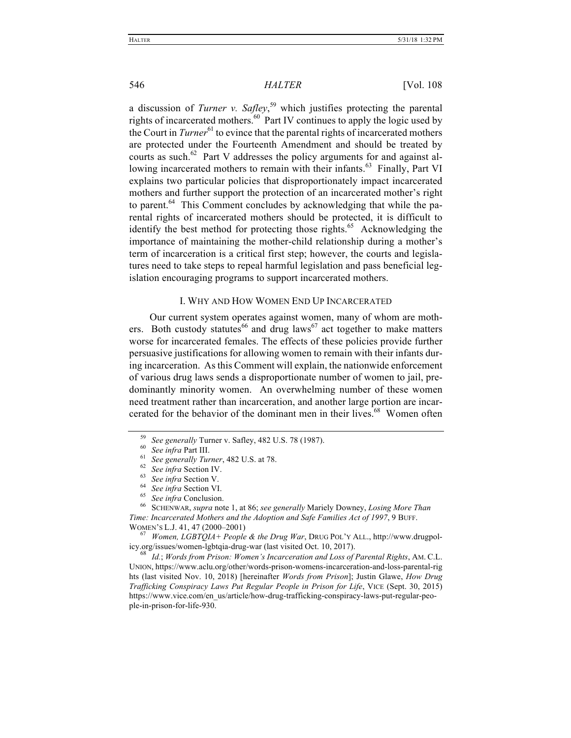a discussion of *Turner v. Safley*,[59] which justifies protecting the parental rights of incarcerated mothers.[60] Part IV continues to apply the logic used by the Court in *Turner*[61] to evince that the parental rights of incarcerated mothers are protected under the Fourteenth Amendment and should be treated by courts as such.[62] Part V addresses the policy arguments for and against allowing incarcerated mothers to remain with their infants.[63] Finally, Part VI explains two particular policies that disproportionately impact incarcerated mothers and further support the protection of an incarcerated mother's right to parent.[64] This Comment concludes by acknowledging that while the parental rights of incarcerated mothers should be protected, it is difficult to identify the best method for protecting those rights.[65] Acknowledging the importance of maintaining the mother-child relationship during a mother's term of incarceration is a critical first step; however, the courts and legislatures need to take steps to repeal harmful legislation and pass beneficial legislation encouraging programs to support incarcerated mothers.

## I. WHY AND HOW WOMEN END UP INCARCERATED

Our current system operates against women, many of whom are mothers. Both custody statutes[66] and drug laws[67] act together to make matters worse for incarcerated females. The effects of these policies provide further persuasive justifications for allowing women to remain with their infants during incarceration. As this Comment will explain, the nationwide enforcement of various drug laws sends a disproportionate number of women to jail, predominantly minority women. An overwhelming number of these women need treatment rather than incarceration, and another large portion are incarcerated for the behavior of the dominant men in their lives.[68] Women often

---

[59] *See generally* Turner v. Safley, 482 U.S. 78 (1987).

[60] *See infra* Part III.

[61] *See generally Turner*, 482 U.S. at 78.

[62] *See infra* Section IV.

[63] *See infra* Section V.

[64] *See infra* Section VI.

[65] *See infra* Conclusion.

[66] SCHENWAR, *supra* note 1, at 86; *see generally* Mariely Downey, *Losing More Than Time: Incarcerated Mothers and the Adoption and Safe Families Act of 1997*, 9 BUFF. WOMEN'S L.J. 41, 47 (2000–2001)

[67] *Women, LGBTQIA+ People & the Drug War*, DRUG POL'Y ALL., http://www.drugpolicy.org/issues/women-lgbtqia-drug-war (last visited Oct. 10, 2017).

[68] *Id.*; *Words from Prison: Women's Incarceration and Loss of Parental Rights*, AM. C.L. UNION, https://www.aclu.org/other/words-prison-womens-incarceration-and-loss-parental-rights (last visited Nov. 10, 2018) [hereinafter *Words from Prison*]; Justin Glawe, *How Drug Trafficking Conspiracy Laws Put Regular People in Prison for Life*, VICE (Sept. 30, 2015) https://www.vice.com/en_us/article/how-drug-trafficking-conspiracy-laws-put-regular-people-in-prison-for-life-930.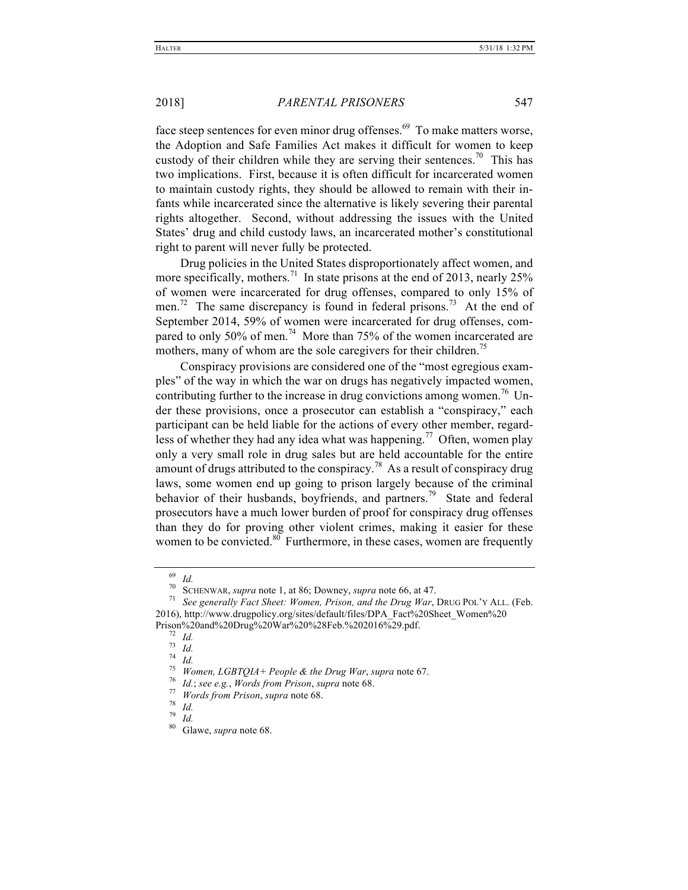face steep sentences for even minor drug offenses.[69] To make matters worse, the Adoption and Safe Families Act makes it difficult for women to keep custody of their children while they are serving their sentences.[70] This has two implications. First, because it is often difficult for incarcerated women to maintain custody rights, they should be allowed to remain with their infants while incarcerated since the alternative is likely severing their parental rights altogether. Second, without addressing the issues with the United States' drug and child custody laws, an incarcerated mother's constitutional right to parent will never fully be protected.

Drug policies in the United States disproportionately affect women, and more specifically, mothers.[71] In state prisons at the end of 2013, nearly 25% of women were incarcerated for drug offenses, compared to only 15% of men.[72] The same discrepancy is found in federal prisons.[73] At the end of September 2014, 59% of women were incarcerated for drug offenses, compared to only 50% of men.[74] More than 75% of the women incarcerated are mothers, many of whom are the sole caregivers for their children.[75]

Conspiracy provisions are considered one of the "most egregious examples" of the way in which the war on drugs has negatively impacted women, contributing further to the increase in drug convictions among women.[76] Under these provisions, once a prosecutor can establish a "conspiracy," each participant can be held liable for the actions of every other member, regardless of whether they had any idea what was happening.[77] Often, women play only a very small role in drug sales but are held accountable for the entire amount of drugs attributed to the conspiracy.[78] As a result of conspiracy drug laws, some women end up going to prison largely because of the criminal behavior of their husbands, boyfriends, and partners.[79] State and federal prosecutors have a much lower burden of proof for conspiracy drug offenses than they do for proving other violent crimes, making it easier for these women to be convicted.[80] Furthermore, in these cases, women are frequently

---

[69] *Id.*

[70] SCHENWAR, *supra* note 1, at 86; Downey, *supra* note 66, at 47.

[71] *See generally Fact Sheet: Women, Prison, and the Drug War*, DRUG POL'Y ALL. (Feb. 2016), http://www.drugpolicy.org/sites/default/files/DPA_Fact%20Sheet_Women%20Prison%20and%20Drug%20War%20%28Feb.%202016%29.pdf.

[72] *Id.*

[73] *Id.*

[74] *Id.*

[75] *Women, LGBTQIA+ People & the Drug War*, *supra* note 67.

[76] *Id.*; *see e.g.*, *Words from Prison*, *supra* note 68.

[77] *Words from Prison*, *supra* note 68.

[78] *Id.*

[79] *Id.*

[80] Glawe, *supra* note 68.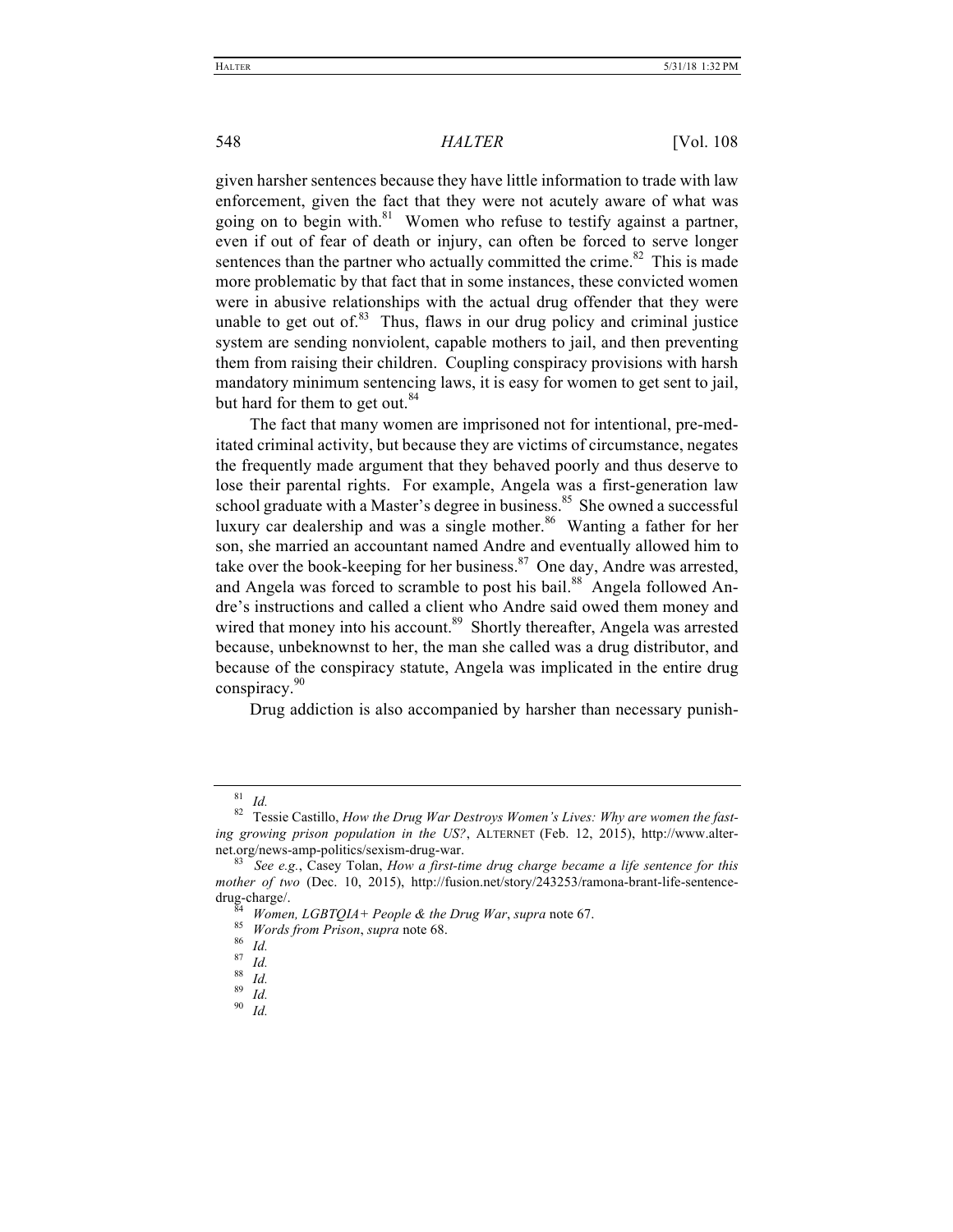given harsher sentences because they have little information to trade with law enforcement, given the fact that they were not acutely aware of what was going on to begin with.[81] Women who refuse to testify against a partner, even if out of fear of death or injury, can often be forced to serve longer sentences than the partner who actually committed the crime.[82] This is made more problematic by that fact that in some instances, these convicted women were in abusive relationships with the actual drug offender that they were unable to get out of.[83] Thus, flaws in our drug policy and criminal justice system are sending nonviolent, capable mothers to jail, and then preventing them from raising their children. Coupling conspiracy provisions with harsh mandatory minimum sentencing laws, it is easy for women to get sent to jail, but hard for them to get out.[84]

The fact that many women are imprisoned not for intentional, pre-meditated criminal activity, but because they are victims of circumstance, negates the frequently made argument that they behaved poorly and thus deserve to lose their parental rights. For example, Angela was a first-generation law school graduate with a Master's degree in business.[85] She owned a successful luxury car dealership and was a single mother.[86] Wanting a father for her son, she married an accountant named Andre and eventually allowed him to take over the book-keeping for her business.[87] One day, Andre was arrested, and Angela was forced to scramble to post his bail.[88] Angela followed Andre's instructions and called a client who Andre said owed them money and wired that money into his account.[89] Shortly thereafter, Angela was arrested because, unbeknownst to her, the man she called was a drug distributor, and because of the conspiracy statute, Angela was implicated in the entire drug conspiracy.[90]

Drug addiction is also accompanied by harsher than necessary punish-

---

[81] *Id.*

[82] Tessie Castillo, *How the Drug War Destroys Women's Lives: Why are women the fastest growing prison population in the US?*, ALTERNET (Feb. 12, 2015), http://www.alternet.org/news-amp-politics/sexism-drug-war.

[83] *See e.g.*, Casey Tolan, *How a first-time drug charge became a life sentence for this mother of two* (Dec. 10, 2015), http://fusion.net/story/243253/ramona-brant-life-sentence-drug-charge/.

[84] *Women, LGBTQIA+ People & the Drug War*, *supra* note 67.

[85] *Words from Prison*, *supra* note 68.

[86] *Id.*

[87] *Id.*

[88] *Id.*

[89] *Id.*

[90] *Id.*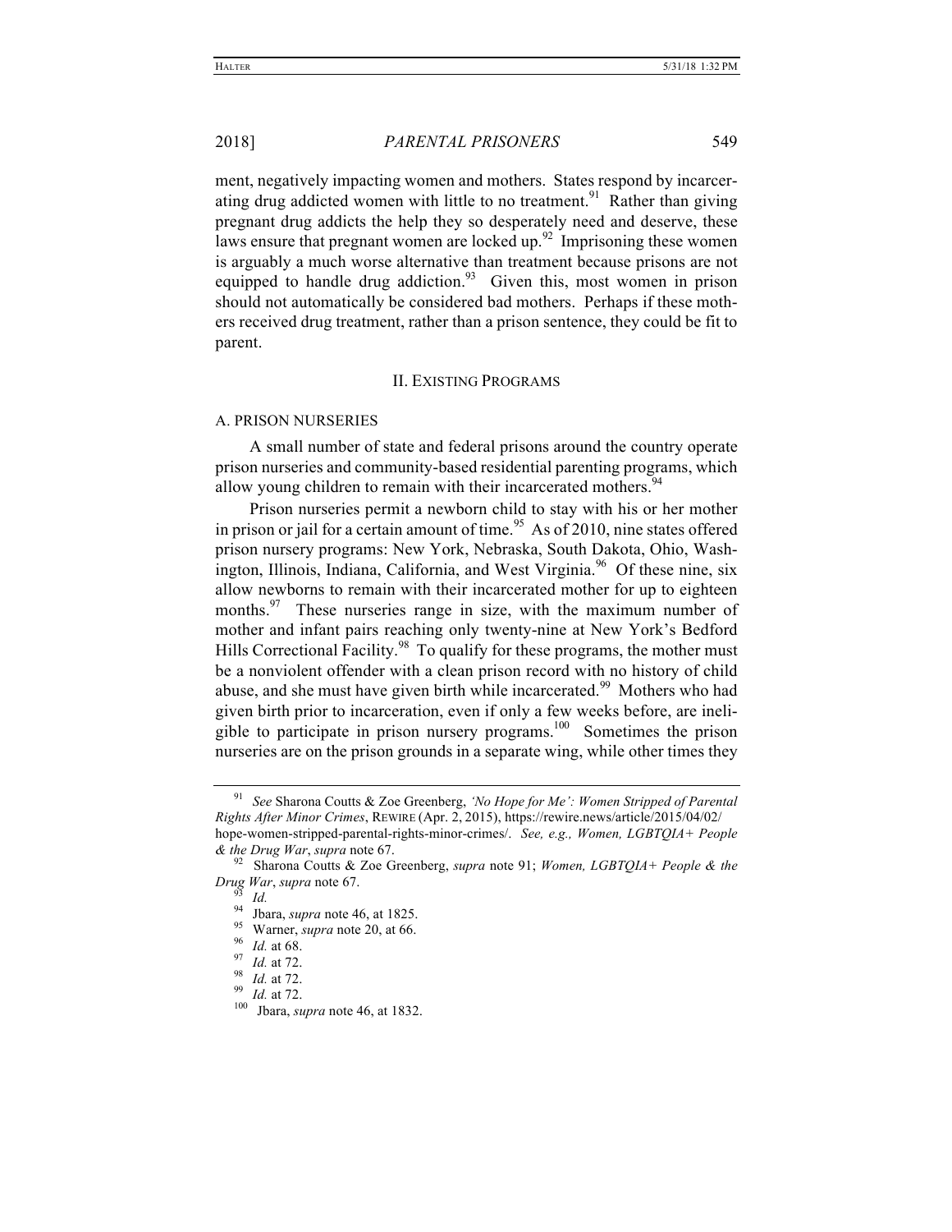ment, negatively impacting women and mothers. States respond by incarcerating drug addicted women with little to no treatment.[91] Rather than giving pregnant drug addicts the help they so desperately need and deserve, these laws ensure that pregnant women are locked up.[92] Imprisoning these women is arguably a much worse alternative than treatment because prisons are not equipped to handle drug addiction.[93] Given this, most women in prison should not automatically be considered bad mothers. Perhaps if these mothers received drug treatment, rather than a prison sentence, they could be fit to parent.

## II. EXISTING PROGRAMS

### A. PRISON NURSERIES

A small number of state and federal prisons around the country operate prison nurseries and community-based residential parenting programs, which allow young children to remain with their incarcerated mothers.[94]

Prison nurseries permit a newborn child to stay with his or her mother in prison or jail for a certain amount of time.[95] As of 2010, nine states offered prison nursery programs: New York, Nebraska, South Dakota, Ohio, Washington, Illinois, Indiana, California, and West Virginia.[96] Of these nine, six allow newborns to remain with their incarcerated mother for up to eighteen months.[97] These nurseries range in size, with the maximum number of mother and infant pairs reaching only twenty-nine at New York's Bedford Hills Correctional Facility.[98] To qualify for these programs, the mother must be a nonviolent offender with a clean prison record with no history of child abuse, and she must have given birth while incarcerated.[99] Mothers who had given birth prior to incarceration, even if only a few weeks before, are ineligible to participate in prison nursery programs.[100] Sometimes the prison nurseries are on the prison grounds in a separate wing, while other times they

---

[91] *See* Sharona Coutts & Zoe Greenberg, *'No Hope for Me': Women Stripped of Parental Rights After Minor Crimes*, REWIRE (Apr. 2, 2015), https://rewire.news/article/2015/04/02/hope-women-stripped-parental-rights-minor-crimes/. *See, e.g., Women, LGBTQIA+ People & the Drug War*, *supra* note 67.

[92] Sharona Coutts & Zoe Greenberg, *supra* note 91; *Women, LGBTQIA+ People & the Drug War*, *supra* note 67.

[93] *Id.*

[94] Jbara, *supra* note 46, at 1825.

[95] Warner, *supra* note 20, at 66.

[96] *Id.* at 68.

[97] *Id.* at 72.

[98] *Id.* at 72.

[99] *Id.* at 72.

[100] Jbara, *supra* note 46, at 1832.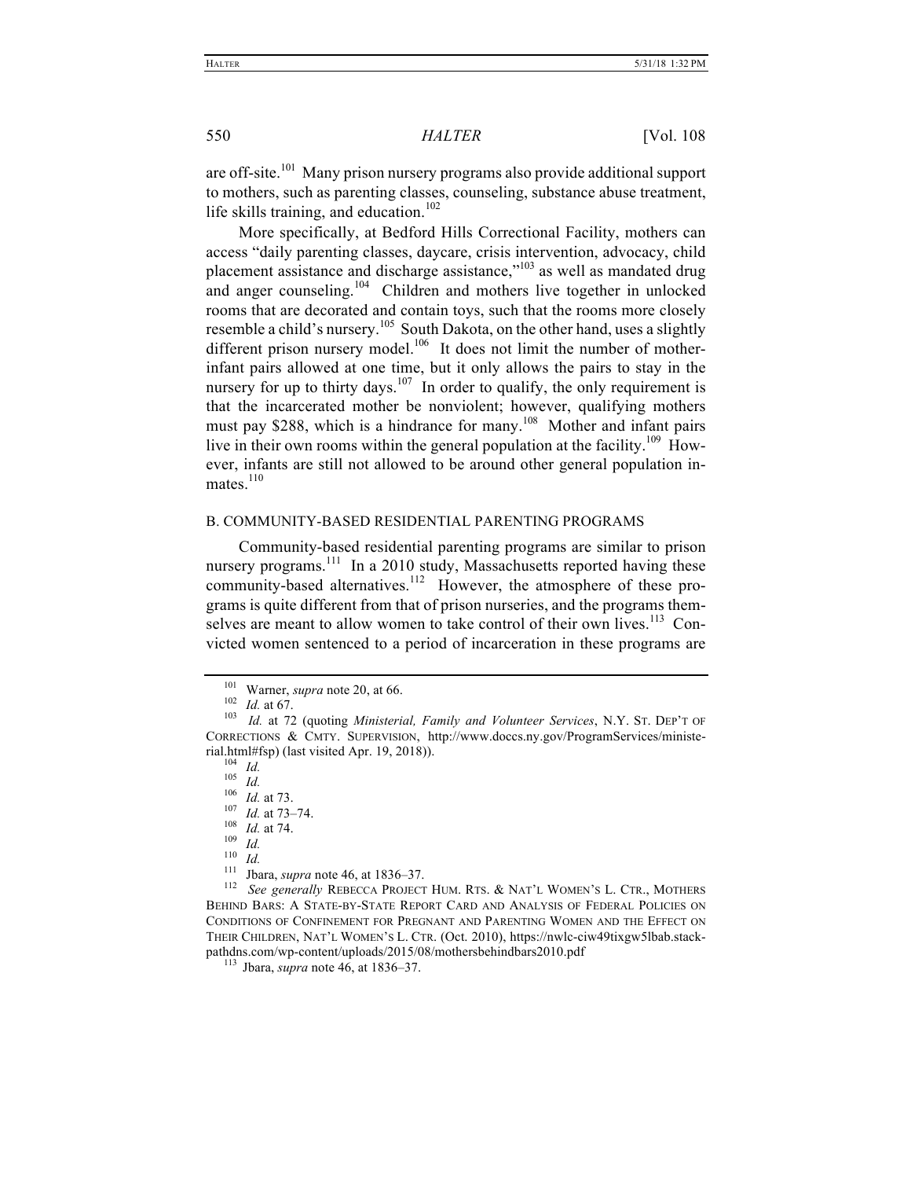are off-site.[101] Many prison nursery programs also provide additional support to mothers, such as parenting classes, counseling, substance abuse treatment, life skills training, and education.[102]

More specifically, at Bedford Hills Correctional Facility, mothers can access "daily parenting classes, daycare, crisis intervention, advocacy, child placement assistance and discharge assistance,"[103] as well as mandated drug and anger counseling.[104] Children and mothers live together in unlocked rooms that are decorated and contain toys, such that the rooms more closely resemble a child's nursery.[105] South Dakota, on the other hand, uses a slightly different prison nursery model.[106] It does not limit the number of mother-infant pairs allowed at one time, but it only allows the pairs to stay in the nursery for up to thirty days.[107] In order to qualify, the only requirement is that the incarcerated mother be nonviolent; however, qualifying mothers must pay $288, which is a hindrance for many.[108] Mother and infant pairs live in their own rooms within the general population at the facility.[109] However, infants are still not allowed to be around other general population inmates.[110]

### B. COMMUNITY-BASED RESIDENTIAL PARENTING PROGRAMS

Community-based residential parenting programs are similar to prison nursery programs.[111] In a 2010 study, Massachusetts reported having these community-based alternatives.[112] However, the atmosphere of these programs is quite different from that of prison nurseries, and the programs themselves are meant to allow women to take control of their own lives.[113] Convicted women sentenced to a period of incarceration in these programs are

---

[101] Warner, *supra* note 20, at 66.

[102] *Id.* at 67.

[103] *Id.* at 72 (quoting *Ministerial, Family and Volunteer Services*, N.Y. ST. DEP'T OF CORRECTIONS & CMTY. SUPERVISION, http://www.doccs.ny.gov/ProgramServices/ministerial.html#fsp) (last visited Apr. 19, 2018)).

[104] *Id.*

[105] *Id.*

[106] *Id.* at 73.

[107] *Id.* at 73–74.

[108] *Id.* at 74.

[109] *Id.*

[110] *Id.*

[111] Jbara, *supra* note 46, at 1836–37.

[112] *See generally* REBECCA PROJECT HUM. RTS. & NAT'L WOMEN'S L. CTR., MOTHERS BEHIND BARS: A STATE-BY-STATE REPORT CARD AND ANALYSIS OF FEDERAL POLICIES ON CONDITIONS OF CONFINEMENT FOR PREGNANT AND PARENTING WOMEN AND THE EFFECT ON THEIR CHILDREN, NAT'L WOMEN'S L. CTR. (Oct. 2010), https://nwlc-ciw49tixgw5lbab.stackpathdns.com/wp-content/uploads/2015/08/mothersbehindbars2010.pdf

[113] Jbara, *supra* note 46, at 1836–37.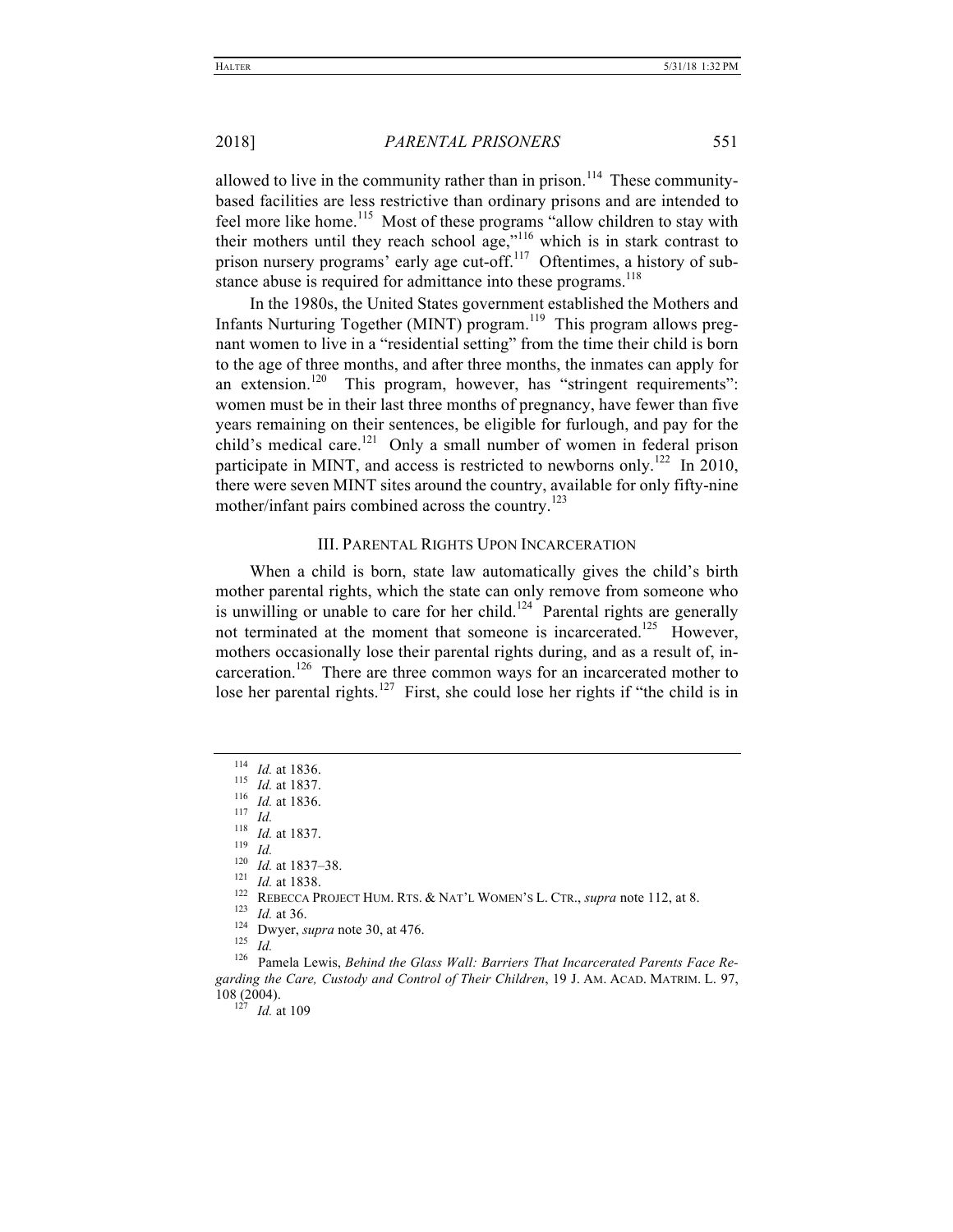allowed to live in the community rather than in prison.[114] These community-based facilities are less restrictive than ordinary prisons and are intended to feel more like home.[115] Most of these programs "allow children to stay with their mothers until they reach school age,"[116] which is in stark contrast to prison nursery programs' early age cut-off.[117] Oftentimes, a history of substance abuse is required for admittance into these programs.[118]

In the 1980s, the United States government established the Mothers and Infants Nurturing Together (MINT) program.[119] This program allows pregnant women to live in a "residential setting" from the time their child is born to the age of three months, and after three months, the inmates can apply for an extension.[120] This program, however, has "stringent requirements": women must be in their last three months of pregnancy, have fewer than five years remaining on their sentences, be eligible for furlough, and pay for the child's medical care.[121] Only a small number of women in federal prison participate in MINT, and access is restricted to newborns only.[122] In 2010, there were seven MINT sites around the country, available for only fifty-nine mother/infant pairs combined across the country.[123]

## III. PARENTAL RIGHTS UPON INCARCERATION

When a child is born, state law automatically gives the child's birth mother parental rights, which the state can only remove from someone who is unwilling or unable to care for her child.[124] Parental rights are generally not terminated at the moment that someone is incarcerated.[125] However, mothers occasionally lose their parental rights during, and as a result of, incarceration.[126] There are three common ways for an incarcerated mother to lose her parental rights.[127] First, she could lose her rights if "the child is in

---

[114] *Id.* at 1836.

[115] *Id.* at 1837.

[116] *Id.* at 1836.

[117] *Id.*

[118] *Id.* at 1837.

[119] *Id.*

[120] *Id.* at 1837–38.

[121] *Id.* at 1838.

[122] REBECCA PROJECT HUM. RTS. & NAT'L WOMEN'S L. CTR., *supra* note 112, at 8.

[123] *Id.* at 36.

[124] Dwyer, *supra* note 30, at 476.

[125] *Id.*

[126] Pamela Lewis, *Behind the Glass Wall: Barriers That Incarcerated Parents Face Regarding the Care, Custody and Control of Their Children*, 19 J. AM. ACAD. MATRIM. L. 97, 108 (2004).

[127] *Id.* at 109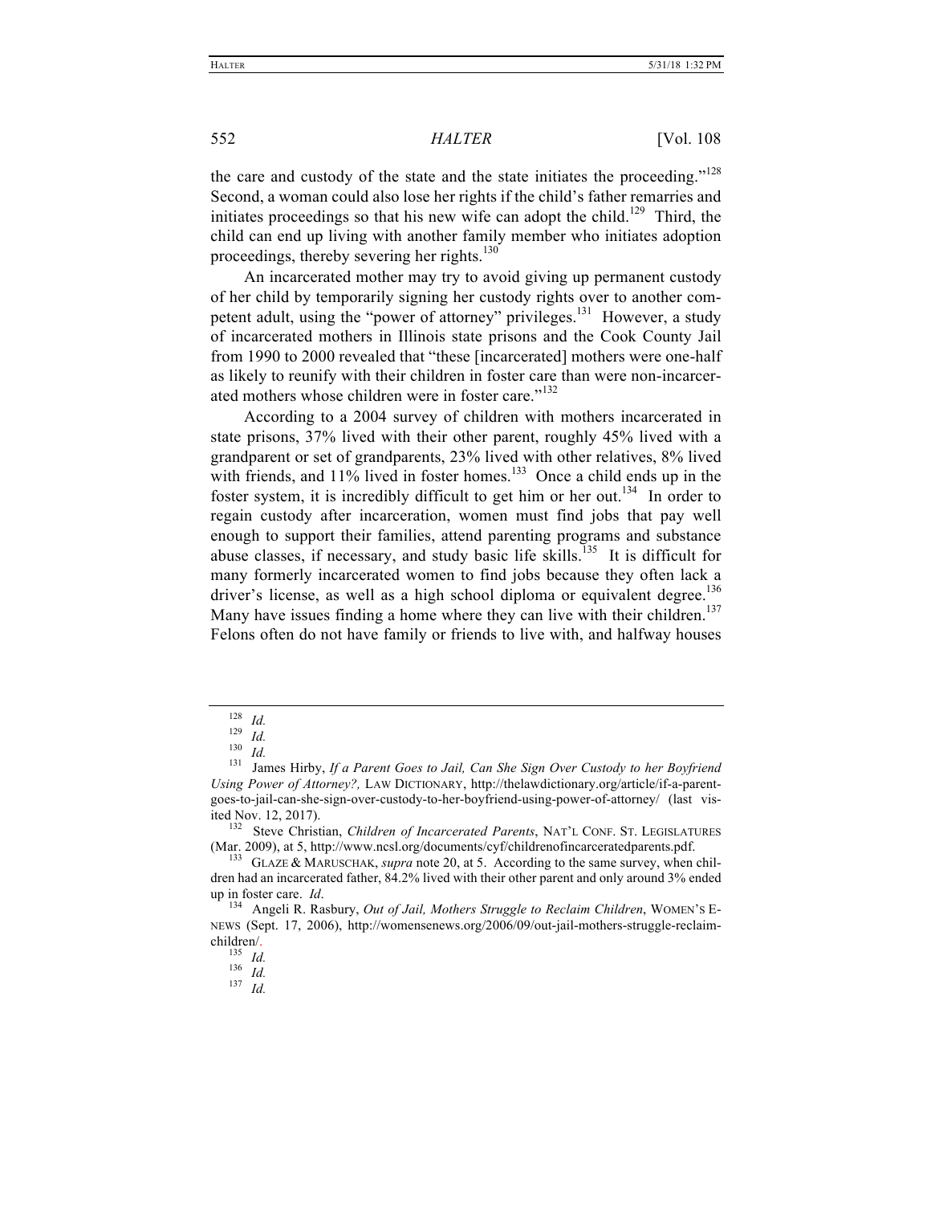the care and custody of the state and the state initiates the proceeding."[128] Second, a woman could also lose her rights if the child's father remarries and initiates proceedings so that his new wife can adopt the child.[129] Third, the child can end up living with another family member who initiates adoption proceedings, thereby severing her rights.[130]

An incarcerated mother may try to avoid giving up permanent custody of her child by temporarily signing her custody rights over to another competent adult, using the "power of attorney" privileges.[131] However, a study of incarcerated mothers in Illinois state prisons and the Cook County Jail from 1990 to 2000 revealed that "these [incarcerated] mothers were one-half as likely to reunify with their children in foster care than were non-incarcerated mothers whose children were in foster care."[132]

According to a 2004 survey of children with mothers incarcerated in state prisons, 37% lived with their other parent, roughly 45% lived with a grandparent or set of grandparents, 23% lived with other relatives, 8% lived with friends, and 11% lived in foster homes.[133] Once a child ends up in the foster system, it is incredibly difficult to get him or her out.[134] In order to regain custody after incarceration, women must find jobs that pay well enough to support their families, attend parenting programs and substance abuse classes, if necessary, and study basic life skills.[135] It is difficult for many formerly incarcerated women to find jobs because they often lack a driver's license, as well as a high school diploma or equivalent degree.[136] Many have issues finding a home where they can live with their children.[137] Felons often do not have family or friends to live with, and halfway houses

---

[128] *Id.*

[129] *Id.*

[130] *Id.*

[131] James Hirby, *If a Parent Goes to Jail, Can She Sign Over Custody to her Boyfriend Using Power of Attorney?,* LAW DICTIONARY, http://thelawdictionary.org/article/if-a-parent-goes-to-jail-can-she-sign-over-custody-to-her-boyfriend-using-power-of-attorney/ (last visited Nov. 12, 2017).

[132] Steve Christian, *Children of Incarcerated Parents*, NAT'L CONF. ST. LEGISLATURES (Mar. 2009), at 5, http://www.ncsl.org/documents/cyf/childrenofincarceratedparents.pdf.

[133] GLAZE & MARUSCHAK, *supra* note 20, at 5. According to the same survey, when children had an incarcerated father, 84.2% lived with their other parent and only around 3% ended up in foster care. *Id*.

[134] Angeli R. Rasbury, *Out of Jail, Mothers Struggle to Reclaim Children*, WOMEN'S E-NEWS (Sept. 17, 2006), http://womensenews.org/2006/09/out-jail-mothers-struggle-reclaim-children/.

[135] *Id.*

[136] *Id.*

[137] *Id.*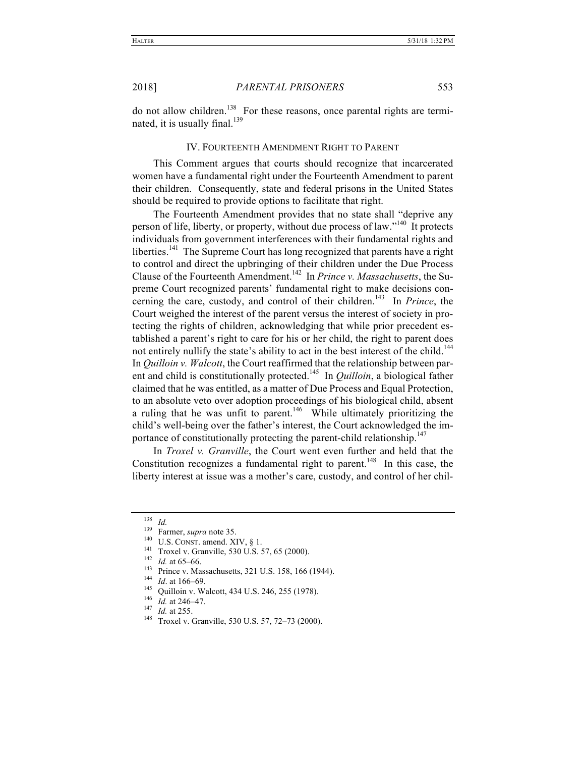do not allow children.[138] For these reasons, once parental rights are terminated, it is usually final.[139]

## IV. Fourteenth Amendment Right to Parent

This Comment argues that courts should recognize that incarcerated women have a fundamental right under the Fourteenth Amendment to parent their children. Consequently, state and federal prisons in the United States should be required to provide options to facilitate that right.

The Fourteenth Amendment provides that no state shall "deprive any person of life, liberty, or property, without due process of law."[140] It protects individuals from government interferences with their fundamental rights and liberties.[141] The Supreme Court has long recognized that parents have a right to control and direct the upbringing of their children under the Due Process Clause of the Fourteenth Amendment.[142] In *Prince v. Massachusetts*, the Supreme Court recognized parents' fundamental right to make decisions concerning the care, custody, and control of their children.[143] In *Prince*, the Court weighed the interest of the parent versus the interest of society in protecting the rights of children, acknowledging that while prior precedent established a parent's right to care for his or her child, the right to parent does not entirely nullify the state's ability to act in the best interest of the child.[144] In *Quilloin v. Walcott*, the Court reaffirmed that the relationship between parent and child is constitutionally protected.[145] In *Quilloin*, a biological father claimed that he was entitled, as a matter of Due Process and Equal Protection, to an absolute veto over adoption proceedings of his biological child, absent a ruling that he was unfit to parent.[146] While ultimately prioritizing the child's well-being over the father's interest, the Court acknowledged the importance of constitutionally protecting the parent-child relationship.[147]

In *Troxel v. Granville*, the Court went even further and held that the Constitution recognizes a fundamental right to parent.[148] In this case, the liberty interest at issue was a mother's care, custody, and control of her chil-

---

[138] *Id.*

[139] Farmer, *supra* note 35.

[140] U.S. Const. amend. XIV, § 1.

[141] Troxel v. Granville, 530 U.S. 57, 65 (2000).

[142] *Id.* at 65–66.

[143] Prince v. Massachusetts, 321 U.S. 158, 166 (1944).

[144] *Id*. at 166–69.

[145] Quilloin v. Walcott, 434 U.S. 246, 255 (1978).

[146] *Id.* at 246–47.

[147] *Id.* at 255.

[148] Troxel v. Granville, 530 U.S. 57, 72–73 (2000).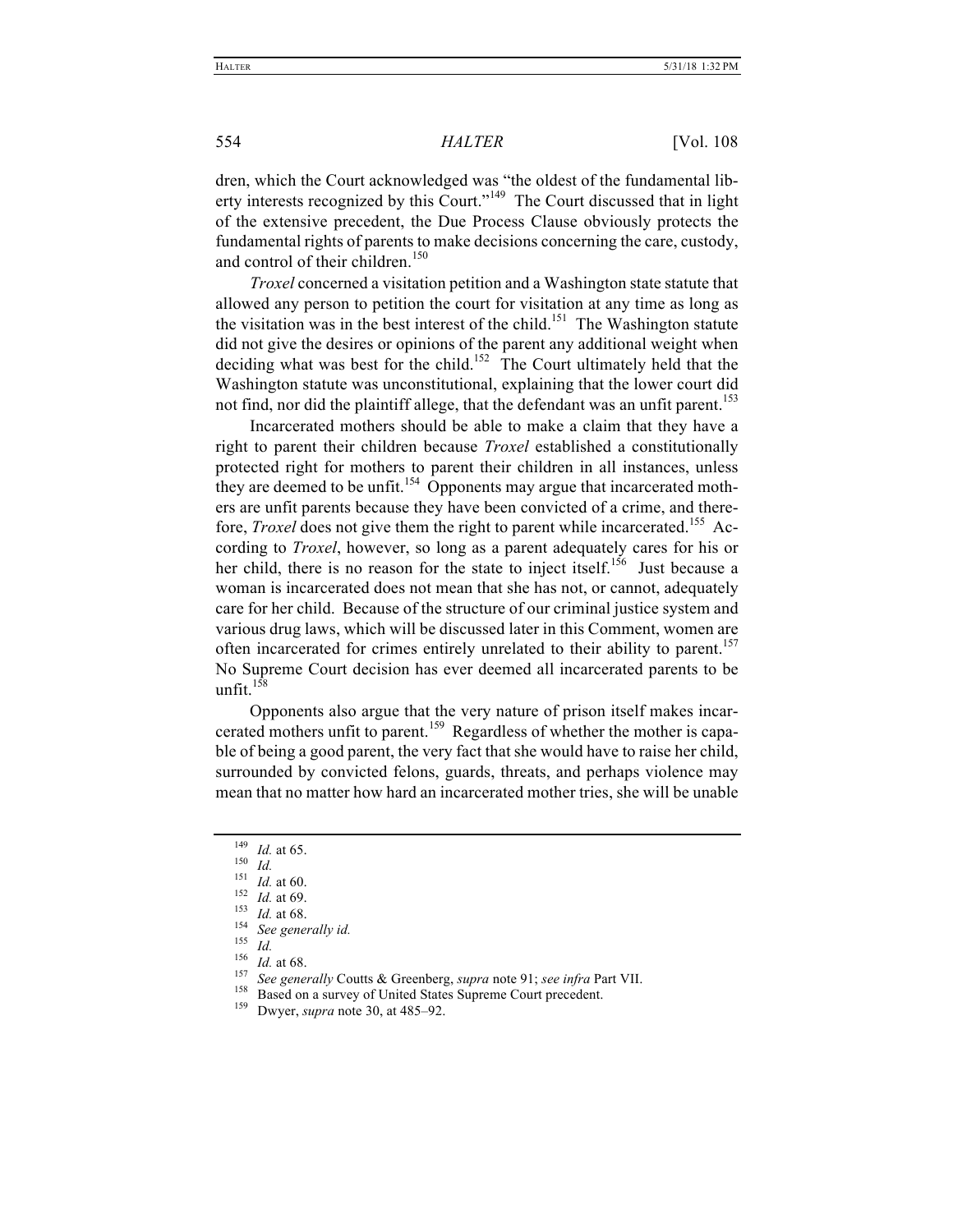dren, which the Court acknowledged was "the oldest of the fundamental liberty interests recognized by this Court."[149] The Court discussed that in light of the extensive precedent, the Due Process Clause obviously protects the fundamental rights of parents to make decisions concerning the care, custody, and control of their children.[150]

*Troxel* concerned a visitation petition and a Washington state statute that allowed any person to petition the court for visitation at any time as long as the visitation was in the best interest of the child.[151] The Washington statute did not give the desires or opinions of the parent any additional weight when deciding what was best for the child.[152] The Court ultimately held that the Washington statute was unconstitutional, explaining that the lower court did not find, nor did the plaintiff allege, that the defendant was an unfit parent.[153]

Incarcerated mothers should be able to make a claim that they have a right to parent their children because *Troxel* established a constitutionally protected right for mothers to parent their children in all instances, unless they are deemed to be unfit.[154] Opponents may argue that incarcerated mothers are unfit parents because they have been convicted of a crime, and therefore, *Troxel* does not give them the right to parent while incarcerated.[155] According to *Troxel*, however, so long as a parent adequately cares for his or her child, there is no reason for the state to inject itself.[156] Just because a woman is incarcerated does not mean that she has not, or cannot, adequately care for her child. Because of the structure of our criminal justice system and various drug laws, which will be discussed later in this Comment, women are often incarcerated for crimes entirely unrelated to their ability to parent.[157] No Supreme Court decision has ever deemed all incarcerated parents to be unfit.[158]

Opponents also argue that the very nature of prison itself makes incarcerated mothers unfit to parent.[159] Regardless of whether the mother is capable of being a good parent, the very fact that she would have to raise her child, surrounded by convicted felons, guards, threats, and perhaps violence may mean that no matter how hard an incarcerated mother tries, she will be unable

---

[149] *Id.* at 65.

[150] *Id.*

[151] *Id.* at 60.

[152] *Id.* at 69.

[153] *Id.* at 68.

[154] *See generally id.*

[155] *Id.*

[156] *Id.* at 68.

[157] *See generally* Coutts & Greenberg, *supra* note 91; *see infra* Part VII.

[158] Based on a survey of United States Supreme Court precedent.

[159] Dwyer, *supra* note 30, at 485–92.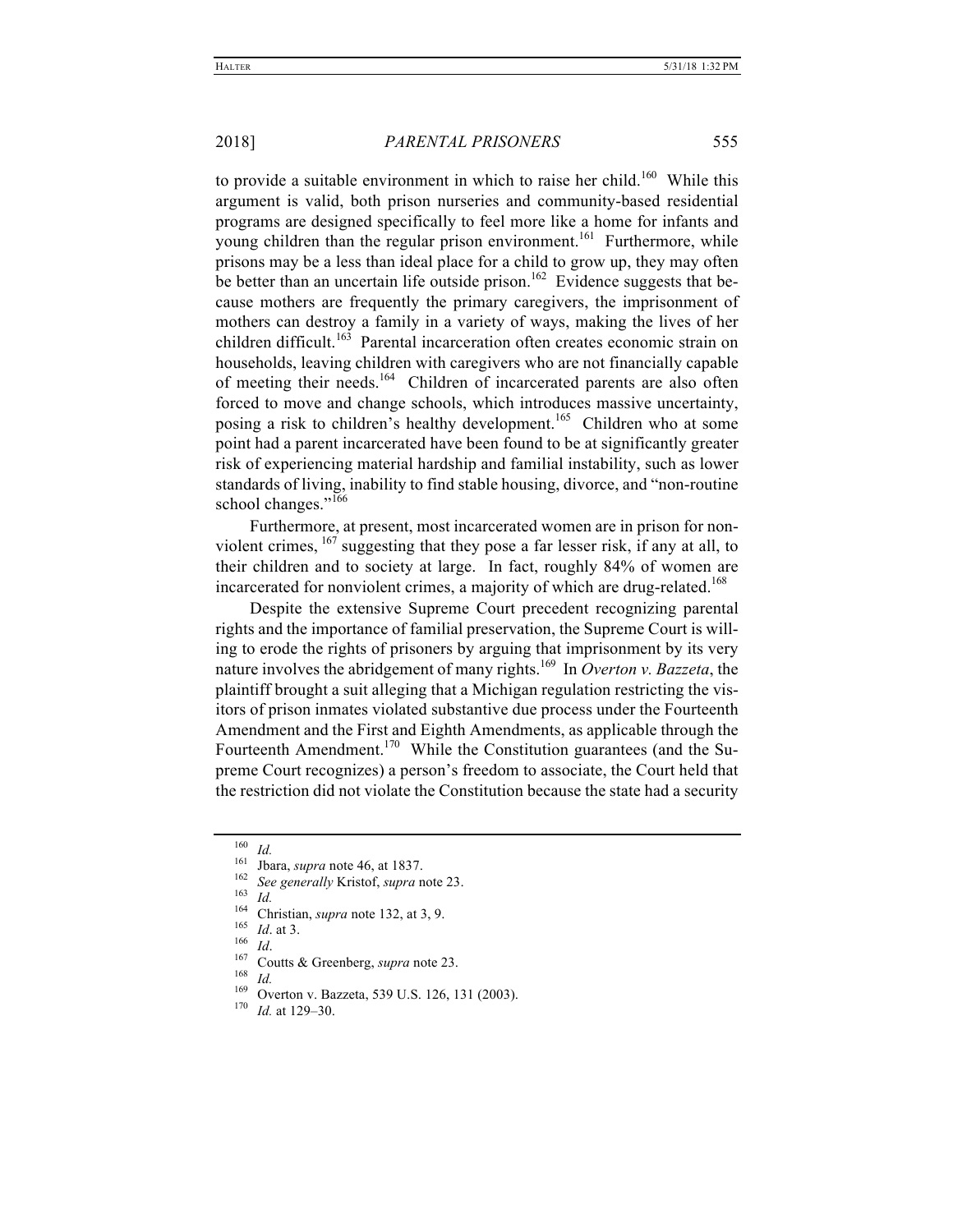to provide a suitable environment in which to raise her child.[160] While this argument is valid, both prison nurseries and community-based residential programs are designed specifically to feel more like a home for infants and young children than the regular prison environment.[161] Furthermore, while prisons may be a less than ideal place for a child to grow up, they may often be better than an uncertain life outside prison.[162] Evidence suggests that because mothers are frequently the primary caregivers, the imprisonment of mothers can destroy a family in a variety of ways, making the lives of her children difficult.[163] Parental incarceration often creates economic strain on households, leaving children with caregivers who are not financially capable of meeting their needs.[164] Children of incarcerated parents are also often forced to move and change schools, which introduces massive uncertainty, posing a risk to children's healthy development.[165] Children who at some point had a parent incarcerated have been found to be at significantly greater risk of experiencing material hardship and familial instability, such as lower standards of living, inability to find stable housing, divorce, and "non-routine school changes."[166]

Furthermore, at present, most incarcerated women are in prison for nonviolent crimes, [167] suggesting that they pose a far lesser risk, if any at all, to their children and to society at large. In fact, roughly 84% of women are incarcerated for nonviolent crimes, a majority of which are drug-related.[168]

Despite the extensive Supreme Court precedent recognizing parental rights and the importance of familial preservation, the Supreme Court is willing to erode the rights of prisoners by arguing that imprisonment by its very nature involves the abridgement of many rights.[169] In *Overton v. Bazzeta*, the plaintiff brought a suit alleging that a Michigan regulation restricting the visitors of prison inmates violated substantive due process under the Fourteenth Amendment and the First and Eighth Amendments, as applicable through the Fourteenth Amendment.[170] While the Constitution guarantees (and the Supreme Court recognizes) a person's freedom to associate, the Court held that the restriction did not violate the Constitution because the state had a security

---

[160] *Id.*

[161] Jbara, *supra* note 46, at 1837.

[162] *See generally* Kristof, *supra* note 23.

[163] *Id.*

[164] Christian, *supra* note 132, at 3, 9.

[165] *Id*. at 3.

[166] *Id*.

[167] Coutts & Greenberg, *supra* note 23.

[168] *Id.*

[169] Overton v. Bazzeta, 539 U.S. 126, 131 (2003).

[170] *Id.* at 129–30.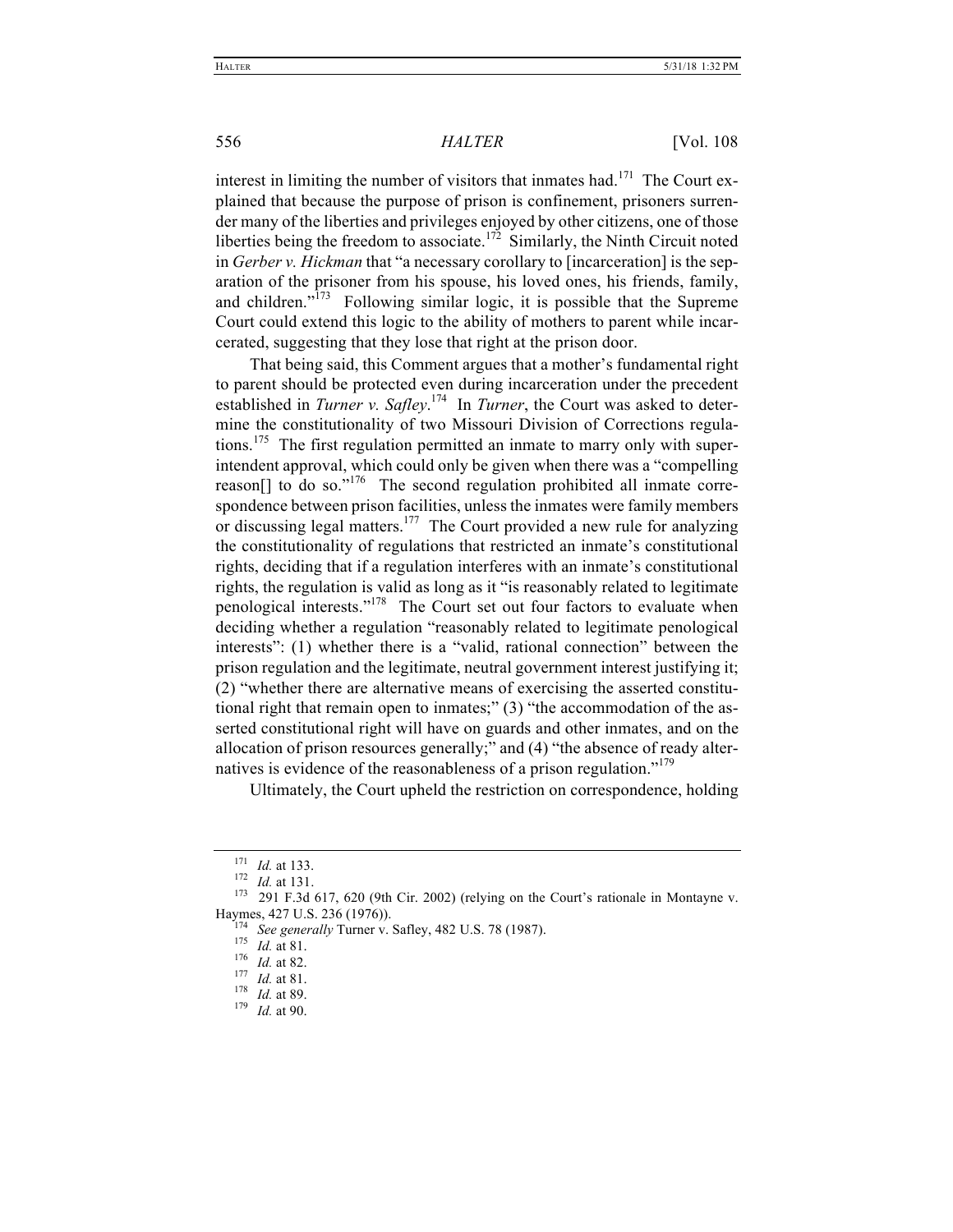interest in limiting the number of visitors that inmates had.[171] The Court explained that because the purpose of prison is confinement, prisoners surrender many of the liberties and privileges enjoyed by other citizens, one of those liberties being the freedom to associate.[172] Similarly, the Ninth Circuit noted in *Gerber v. Hickman* that "a necessary corollary to [incarceration] is the separation of the prisoner from his spouse, his loved ones, his friends, family, and children."[173] Following similar logic, it is possible that the Supreme Court could extend this logic to the ability of mothers to parent while incarcerated, suggesting that they lose that right at the prison door.

That being said, this Comment argues that a mother's fundamental right to parent should be protected even during incarceration under the precedent established in *Turner v. Safley*.[174] In *Turner*, the Court was asked to determine the constitutionality of two Missouri Division of Corrections regulations.[175] The first regulation permitted an inmate to marry only with superintendent approval, which could only be given when there was a "compelling reason[] to do so."[176] The second regulation prohibited all inmate correspondence between prison facilities, unless the inmates were family members or discussing legal matters.[177] The Court provided a new rule for analyzing the constitutionality of regulations that restricted an inmate's constitutional rights, deciding that if a regulation interferes with an inmate's constitutional rights, the regulation is valid as long as it "is reasonably related to legitimate penological interests."[178] The Court set out four factors to evaluate when deciding whether a regulation "reasonably related to legitimate penological interests": (1) whether there is a "valid, rational connection" between the prison regulation and the legitimate, neutral government interest justifying it; (2) "whether there are alternative means of exercising the asserted constitutional right that remain open to inmates;" (3) "the accommodation of the asserted constitutional right will have on guards and other inmates, and on the allocation of prison resources generally;" and (4) "the absence of ready alternatives is evidence of the reasonableness of a prison regulation."[179]

Ultimately, the Court upheld the restriction on correspondence, holding

---

[171] *Id.* at 133.

[172] *Id.* at 131.

[173] 291 F.3d 617, 620 (9th Cir. 2002) (relying on the Court's rationale in Montayne v. Haymes, 427 U.S. 236 (1976)).

[174] *See generally* Turner v. Safley, 482 U.S. 78 (1987).

[175] *Id.* at 81.

[176] *Id.* at 82.

[177] *Id.* at 81.

[178] *Id.* at 89.

[179] *Id.* at 90.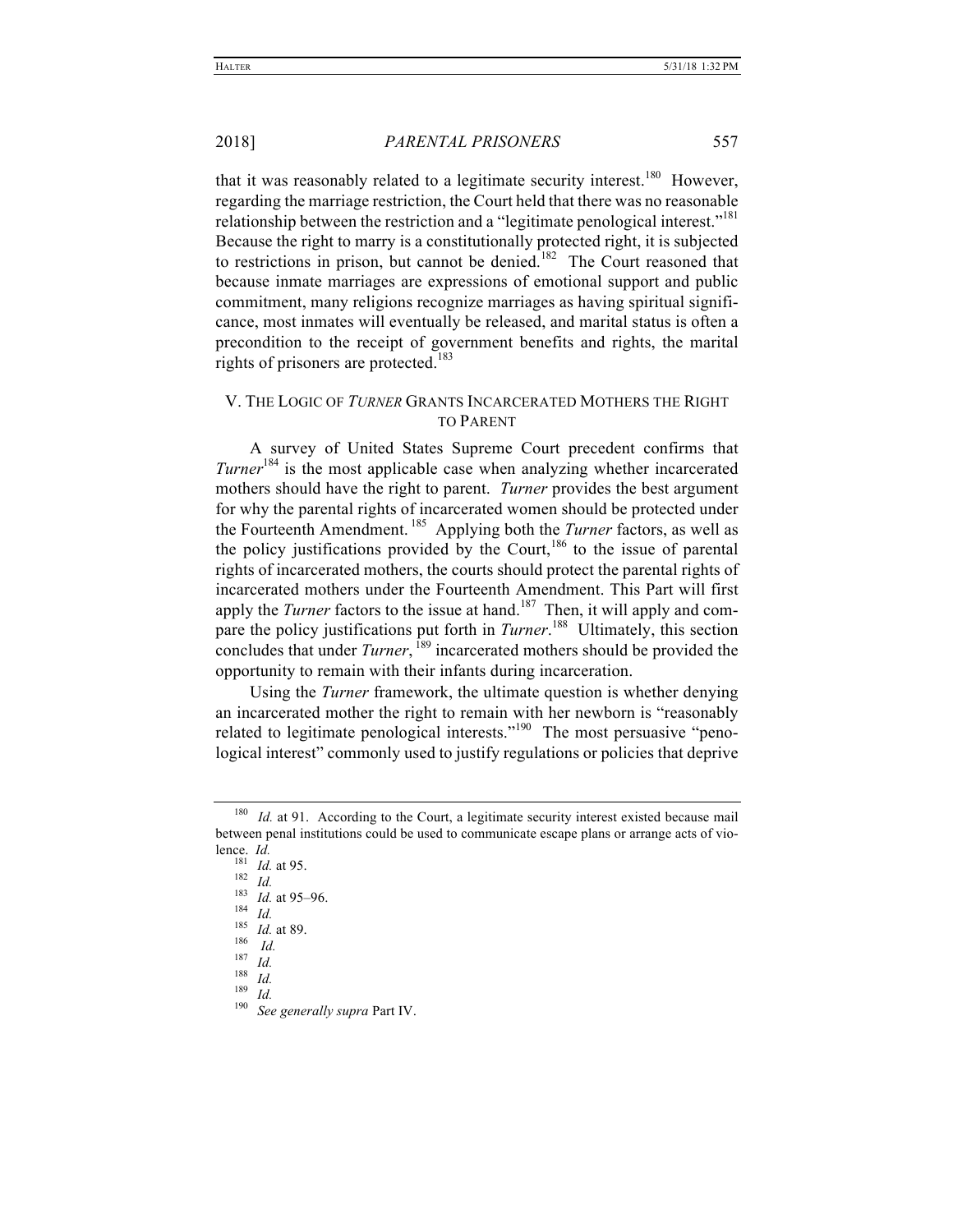that it was reasonably related to a legitimate security interest.[180] However, regarding the marriage restriction, the Court held that there was no reasonable relationship between the restriction and a "legitimate penological interest."[181] Because the right to marry is a constitutionally protected right, it is subjected to restrictions in prison, but cannot be denied.[182] The Court reasoned that because inmate marriages are expressions of emotional support and public commitment, many religions recognize marriages as having spiritual significance, most inmates will eventually be released, and marital status is often a precondition to the receipt of government benefits and rights, the marital rights of prisoners are protected.[183]

## V. THE LOGIC OF *TURNER* GRANTS INCARCERATED MOTHERS THE RIGHT TO PARENT

A survey of United States Supreme Court precedent confirms that *Turner*[184] is the most applicable case when analyzing whether incarcerated mothers should have the right to parent. *Turner* provides the best argument for why the parental rights of incarcerated women should be protected under the Fourteenth Amendment.[185] Applying both the *Turner* factors, as well as the policy justifications provided by the Court,[186] to the issue of parental rights of incarcerated mothers, the courts should protect the parental rights of incarcerated mothers under the Fourteenth Amendment. This Part will first apply the *Turner* factors to the issue at hand.[187] Then, it will apply and compare the policy justifications put forth in *Turner*.[188] Ultimately, this section concludes that under *Turner*,[189] incarcerated mothers should be provided the opportunity to remain with their infants during incarceration.

Using the *Turner* framework, the ultimate question is whether denying an incarcerated mother the right to remain with her newborn is "reasonably related to legitimate penological interests."[190] The most persuasive "penological interest" commonly used to justify regulations or policies that deprive

---

[180] *Id.* at 91. According to the Court, a legitimate security interest existed because mail between penal institutions could be used to communicate escape plans or arrange acts of violence. *Id.*

[181] *Id.* at 95.

[182] *Id.*

[183] *Id.* at 95–96.

[184] *Id.*

[185] *Id.* at 89.

[186] *Id.*

[187] *Id.*

[188] *Id.*

[189] *Id.*

[190] *See generally supra* Part IV.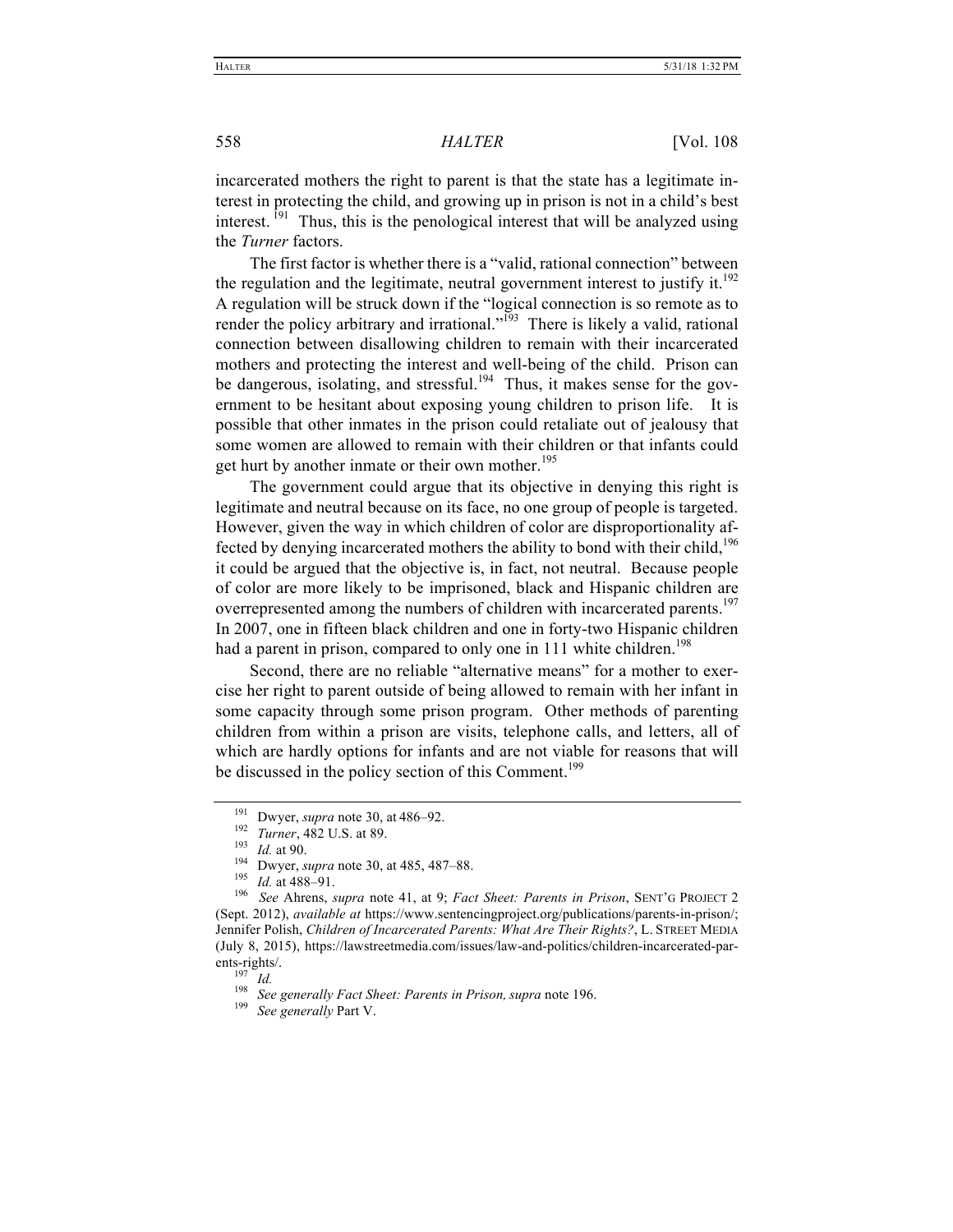incarcerated mothers the right to parent is that the state has a legitimate interest in protecting the child, and growing up in prison is not in a child's best interest.[191] Thus, this is the penological interest that will be analyzed using the *Turner* factors.

The first factor is whether there is a "valid, rational connection" between the regulation and the legitimate, neutral government interest to justify it.[192] A regulation will be struck down if the "logical connection is so remote as to render the policy arbitrary and irrational."[193] There is likely a valid, rational connection between disallowing children to remain with their incarcerated mothers and protecting the interest and well-being of the child. Prison can be dangerous, isolating, and stressful.[194] Thus, it makes sense for the government to be hesitant about exposing young children to prison life. It is possible that other inmates in the prison could retaliate out of jealousy that some women are allowed to remain with their children or that infants could get hurt by another inmate or their own mother.[195]

The government could argue that its objective in denying this right is legitimate and neutral because on its face, no one group of people is targeted. However, given the way in which children of color are disproportionality affected by denying incarcerated mothers the ability to bond with their child,[196] it could be argued that the objective is, in fact, not neutral. Because people of color are more likely to be imprisoned, black and Hispanic children are overrepresented among the numbers of children with incarcerated parents.[197] In 2007, one in fifteen black children and one in forty-two Hispanic children had a parent in prison, compared to only one in 111 white children.[198]

Second, there are no reliable "alternative means" for a mother to exercise her right to parent outside of being allowed to remain with her infant in some capacity through some prison program. Other methods of parenting children from within a prison are visits, telephone calls, and letters, all of which are hardly options for infants and are not viable for reasons that will be discussed in the policy section of this Comment.[199]

---

[191] Dwyer, *supra* note 30, at 486–92.

[192] *Turner*, 482 U.S. at 89.

[193] *Id.* at 90.

[194] Dwyer, *supra* note 30, at 485, 487–88.

[195] *Id.* at 488–91.

[196] *See* Ahrens, *supra* note 41, at 9; *Fact Sheet: Parents in Prison*, SENT'G PROJECT 2 (Sept. 2012), *available at* https://www.sentencingproject.org/publications/parents-in-prison/; Jennifer Polish, *Children of Incarcerated Parents: What Are Their Rights?*, L. STREET MEDIA (July 8, 2015), https://lawstreetmedia.com/issues/law-and-politics/children-incarcerated-parents-rights/.

[197] *Id.*

[198] *See generally Fact Sheet: Parents in Prison, supra* note 196.

[199] *See generally* Part V.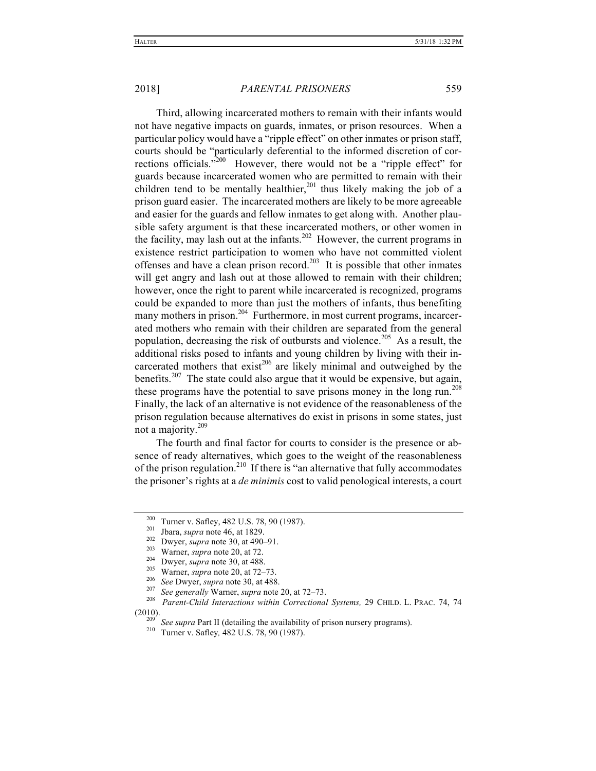Third, allowing incarcerated mothers to remain with their infants would not have negative impacts on guards, inmates, or prison resources. When a particular policy would have a "ripple effect" on other inmates or prison staff, courts should be "particularly deferential to the informed discretion of corrections officials."[200] However, there would not be a "ripple effect" for guards because incarcerated women who are permitted to remain with their children tend to be mentally healthier,[201] thus likely making the job of a prison guard easier. The incarcerated mothers are likely to be more agreeable and easier for the guards and fellow inmates to get along with. Another plausible safety argument is that these incarcerated mothers, or other women in the facility, may lash out at the infants.[202] However, the current programs in existence restrict participation to women who have not committed violent offenses and have a clean prison record.[203] It is possible that other inmates will get angry and lash out at those allowed to remain with their children; however, once the right to parent while incarcerated is recognized, programs could be expanded to more than just the mothers of infants, thus benefiting many mothers in prison.[204] Furthermore, in most current programs, incarcerated mothers who remain with their children are separated from the general population, decreasing the risk of outbursts and violence.[205] As a result, the additional risks posed to infants and young children by living with their incarcerated mothers that exist[206] are likely minimal and outweighed by the benefits.[207] The state could also argue that it would be expensive, but again, these programs have the potential to save prisons money in the long run.[208] Finally, the lack of an alternative is not evidence of the reasonableness of the prison regulation because alternatives do exist in prisons in some states, just not a majority.[209]

The fourth and final factor for courts to consider is the presence or absence of ready alternatives, which goes to the weight of the reasonableness of the prison regulation.[210] If there is "an alternative that fully accommodates the prisoner's rights at a *de minimis* cost to valid penological interests, a court

---

[200] Turner v. Safley, 482 U.S. 78, 90 (1987).

[201] Jbara, *supra* note 46, at 1829.

[202] Dwyer, *supra* note 30, at 490–91.

[203] Warner, *supra* note 20, at 72.

[204] Dwyer, *supra* note 30, at 488.

[205] Warner, *supra* note 20, at 72–73.

[206] *See* Dwyer, *supra* note 30, at 488.

[207] *See generally* Warner, *supra* note 20, at 72–73.

[208] *Parent-Child Interactions within Correctional Systems,* 29 CHILD. L. PRAC. 74, 74 (2010).

[209] *See supra* Part II (detailing the availability of prison nursery programs).

[210] Turner v. Safley*,* 482 U.S. 78, 90 (1987).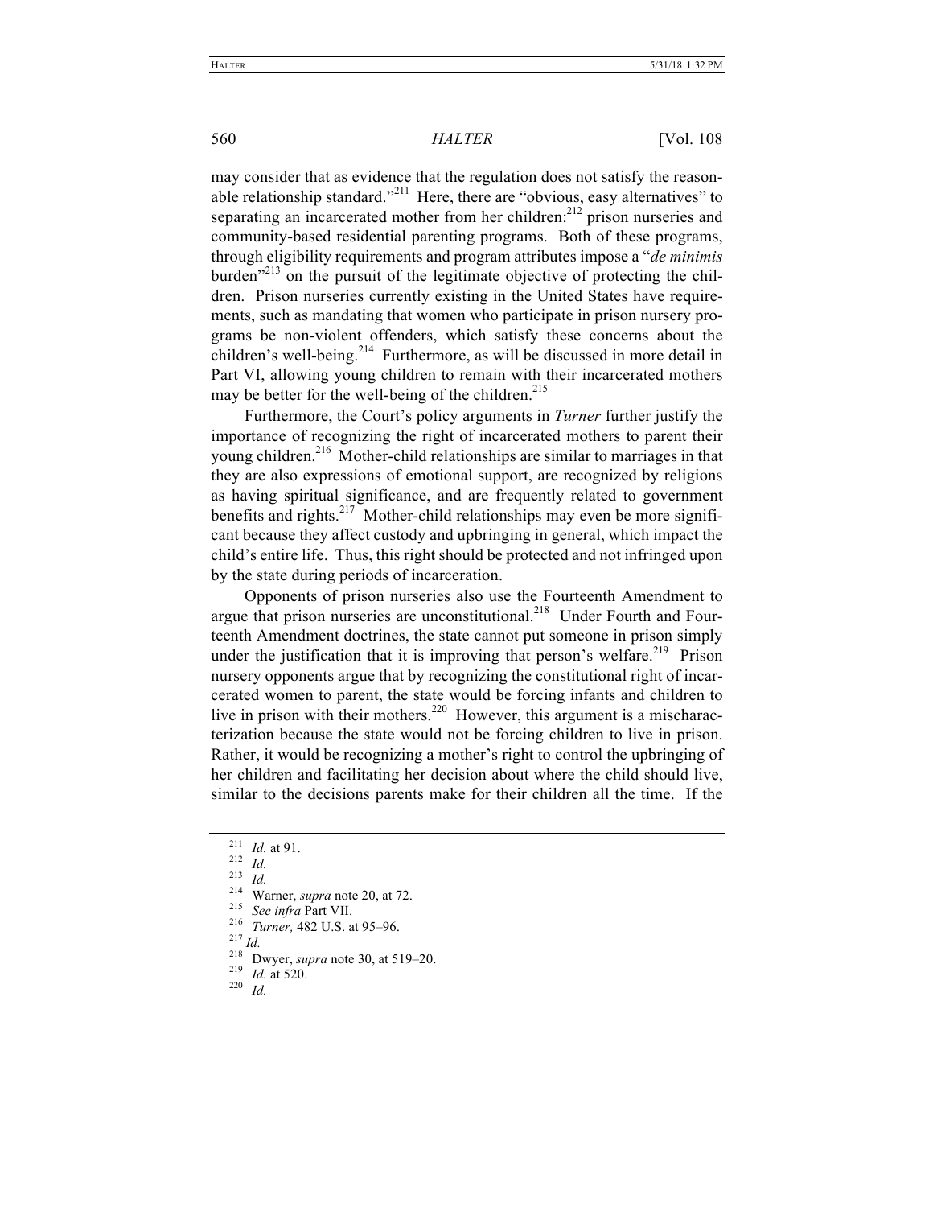may consider that as evidence that the regulation does not satisfy the reasonable relationship standard."[211] Here, there are "obvious, easy alternatives" to separating an incarcerated mother from her children:[212] prison nurseries and community-based residential parenting programs. Both of these programs, through eligibility requirements and program attributes impose a "*de minimis* burden"[213] on the pursuit of the legitimate objective of protecting the children. Prison nurseries currently existing in the United States have requirements, such as mandating that women who participate in prison nursery programs be non-violent offenders, which satisfy these concerns about the children's well-being.[214] Furthermore, as will be discussed in more detail in Part VI, allowing young children to remain with their incarcerated mothers may be better for the well-being of the children.[215]

Furthermore, the Court's policy arguments in *Turner* further justify the importance of recognizing the right of incarcerated mothers to parent their young children.[216] Mother-child relationships are similar to marriages in that they are also expressions of emotional support, are recognized by religions as having spiritual significance, and are frequently related to government benefits and rights.[217] Mother-child relationships may even be more significant because they affect custody and upbringing in general, which impact the child's entire life. Thus, this right should be protected and not infringed upon by the state during periods of incarceration.

Opponents of prison nurseries also use the Fourteenth Amendment to argue that prison nurseries are unconstitutional.[218] Under Fourth and Fourteenth Amendment doctrines, the state cannot put someone in prison simply under the justification that it is improving that person's welfare.[219] Prison nursery opponents argue that by recognizing the constitutional right of incarcerated women to parent, the state would be forcing infants and children to live in prison with their mothers.[220] However, this argument is a mischaracterization because the state would not be forcing children to live in prison. Rather, it would be recognizing a mother's right to control the upbringing of her children and facilitating her decision about where the child should live, similar to the decisions parents make for their children all the time. If the

---

[211] *Id.* at 91.

[212] *Id.*

[213] *Id.*

[214] Warner, *supra* note 20, at 72.

[215] *See infra* Part VII.

[216] *Turner,* 482 U.S. at 95–96.

[217] *Id.*

[218] Dwyer, *supra* note 30, at 519–20.

[219] *Id.* at 520.

[220] *Id.*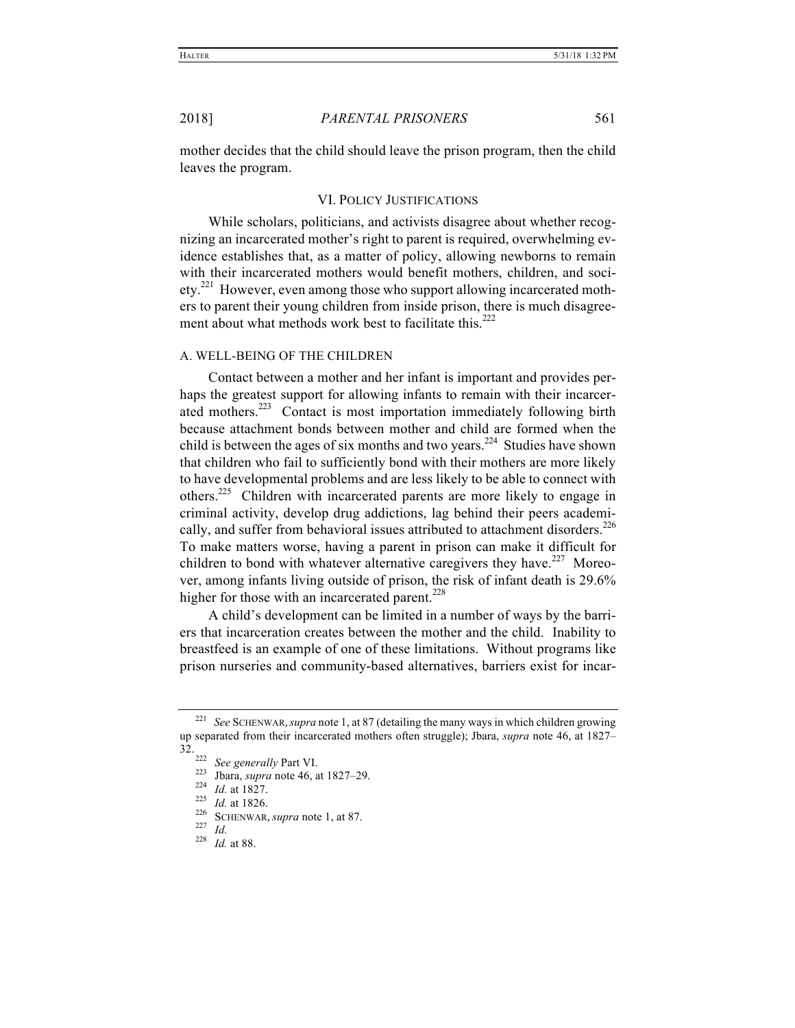mother decides that the child should leave the prison program, then the child leaves the program.

## VI. POLICY JUSTIFICATIONS

While scholars, politicians, and activists disagree about whether recognizing an incarcerated mother's right to parent is required, overwhelming evidence establishes that, as a matter of policy, allowing newborns to remain with their incarcerated mothers would benefit mothers, children, and society.[221] However, even among those who support allowing incarcerated mothers to parent their young children from inside prison, there is much disagreement about what methods work best to facilitate this.[222]

### A. WELL-BEING OF THE CHILDREN

Contact between a mother and her infant is important and provides perhaps the greatest support for allowing infants to remain with their incarcerated mothers.[223] Contact is most importation immediately following birth because attachment bonds between mother and child are formed when the child is between the ages of six months and two years.[224] Studies have shown that children who fail to sufficiently bond with their mothers are more likely to have developmental problems and are less likely to be able to connect with others.[225] Children with incarcerated parents are more likely to engage in criminal activity, develop drug addictions, lag behind their peers academically, and suffer from behavioral issues attributed to attachment disorders.[226] To make matters worse, having a parent in prison can make it difficult for children to bond with whatever alternative caregivers they have.[227] Moreover, among infants living outside of prison, the risk of infant death is 29.6% higher for those with an incarcerated parent.[228]

A child's development can be limited in a number of ways by the barriers that incarceration creates between the mother and the child. Inability to breastfeed is an example of one of these limitations. Without programs like prison nurseries and community-based alternatives, barriers exist for incar-

---

[221] *See* SCHENWAR, *supra* note 1, at 87 (detailing the many ways in which children growing up separated from their incarcerated mothers often struggle); Jbara, *supra* note 46, at 1827–32.

[222] *See generally* Part VI.

[223] Jbara, *supra* note 46, at 1827–29.

[224] *Id.* at 1827.

[225] *Id.* at 1826.

[226] SCHENWAR, *supra* note 1, at 87.

[227] *Id.*

[228] *Id.* at 88.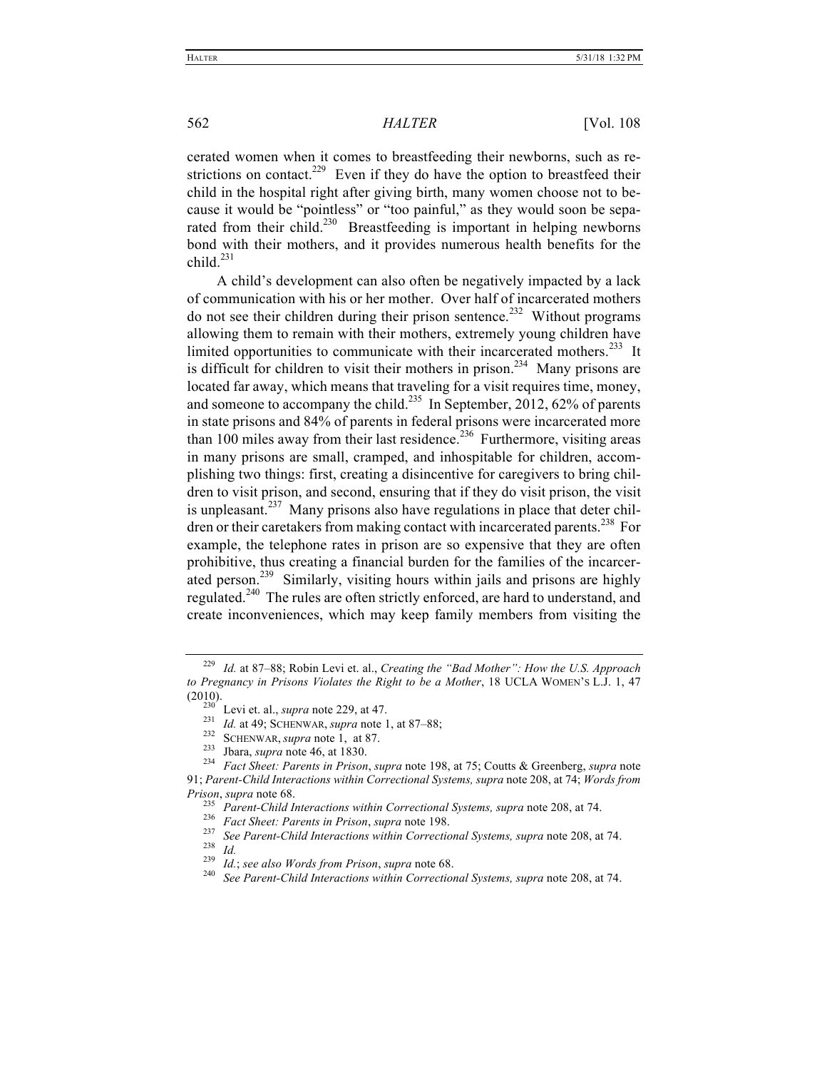cerated women when it comes to breastfeeding their newborns, such as restrictions on contact.[229] Even if they do have the option to breastfeed their child in the hospital right after giving birth, many women choose not to because it would be "pointless" or "too painful," as they would soon be separated from their child.[230] Breastfeeding is important in helping newborns bond with their mothers, and it provides numerous health benefits for the child.[231]

A child's development can also often be negatively impacted by a lack of communication with his or her mother. Over half of incarcerated mothers do not see their children during their prison sentence.[232] Without programs allowing them to remain with their mothers, extremely young children have limited opportunities to communicate with their incarcerated mothers.[233] It is difficult for children to visit their mothers in prison.[234] Many prisons are located far away, which means that traveling for a visit requires time, money, and someone to accompany the child.[235] In September, 2012, 62% of parents in state prisons and 84% of parents in federal prisons were incarcerated more than 100 miles away from their last residence.[236] Furthermore, visiting areas in many prisons are small, cramped, and inhospitable for children, accomplishing two things: first, creating a disincentive for caregivers to bring children to visit prison, and second, ensuring that if they do visit prison, the visit is unpleasant.[237] Many prisons also have regulations in place that deter children or their caretakers from making contact with incarcerated parents.[238] For example, the telephone rates in prison are so expensive that they are often prohibitive, thus creating a financial burden for the families of the incarcerated person.[239] Similarly, visiting hours within jails and prisons are highly regulated.[240] The rules are often strictly enforced, are hard to understand, and create inconveniences, which may keep family members from visiting the

---

[229] *Id.* at 87–88; Robin Levi et. al., *Creating the "Bad Mother": How the U.S. Approach to Pregnancy in Prisons Violates the Right to be a Mother*, 18 UCLA WOMEN'S L.J. 1, 47 (2010).

[230] Levi et. al., *supra* note 229, at 47.

[231] *Id.* at 49; SCHENWAR, *supra* note 1, at 87–88;

[232] SCHENWAR, *supra* note 1, at 87.

[233] Jbara, *supra* note 46, at 1830.

[234] *Fact Sheet: Parents in Prison*, *supra* note 198, at 75; Coutts & Greenberg, *supra* note 91; *Parent-Child Interactions within Correctional Systems, supra* note 208, at 74; *Words from Prison*, *supra* note 68.

[235] *Parent-Child Interactions within Correctional Systems, supra* note 208, at 74.

[236] *Fact Sheet: Parents in Prison*, *supra* note 198.

[237] *See Parent-Child Interactions within Correctional Systems, supra* note 208, at 74.

[238] *Id.*

[239] *Id.*; *see also Words from Prison*, *supra* note 68.

[240] *See Parent-Child Interactions within Correctional Systems, supra* note 208, at 74.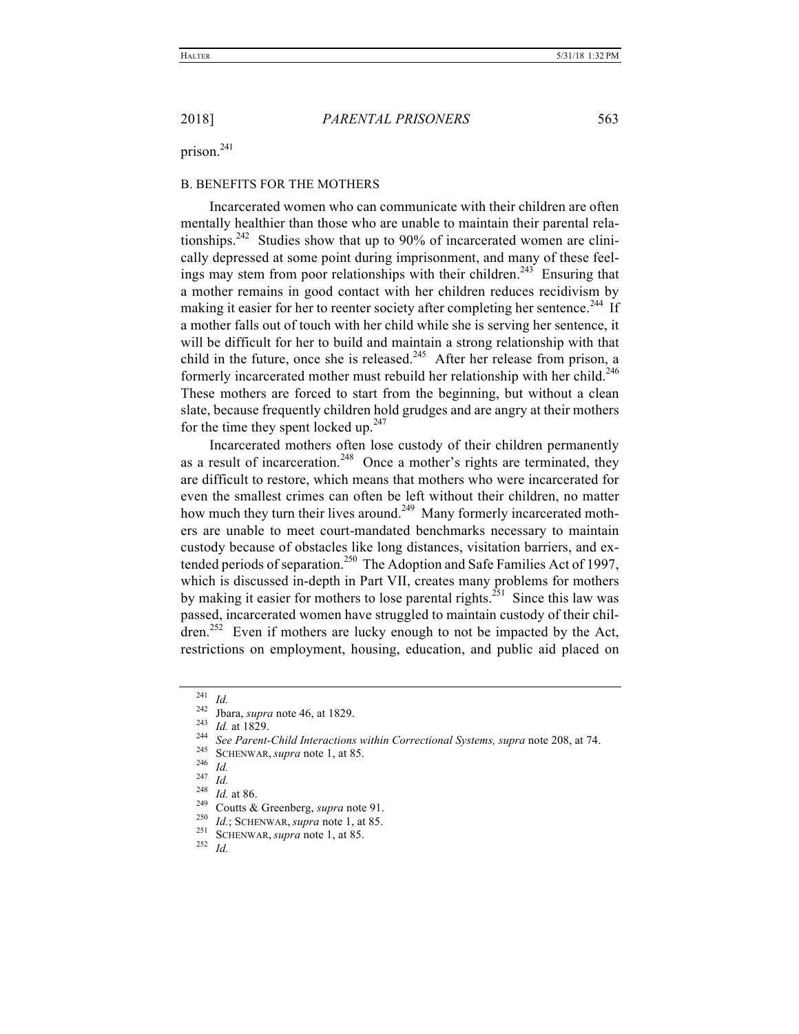prison.[241]

B. BENEFITS FOR THE MOTHERS

Incarcerated women who can communicate with their children are often mentally healthier than those who are unable to maintain their parental relationships.[242] Studies show that up to 90% of incarcerated women are clinically depressed at some point during imprisonment, and many of these feelings may stem from poor relationships with their children.[243] Ensuring that a mother remains in good contact with her children reduces recidivism by making it easier for her to reenter society after completing her sentence.[244] If a mother falls out of touch with her child while she is serving her sentence, it will be difficult for her to build and maintain a strong relationship with that child in the future, once she is released.[245] After her release from prison, a formerly incarcerated mother must rebuild her relationship with her child.[246] These mothers are forced to start from the beginning, but without a clean slate, because frequently children hold grudges and are angry at their mothers for the time they spent locked up.[247]

Incarcerated mothers often lose custody of their children permanently as a result of incarceration.[248] Once a mother's rights are terminated, they are difficult to restore, which means that mothers who were incarcerated for even the smallest crimes can often be left without their children, no matter how much they turn their lives around.[249] Many formerly incarcerated mothers are unable to meet court-mandated benchmarks necessary to maintain custody because of obstacles like long distances, visitation barriers, and extended periods of separation.[250] The Adoption and Safe Families Act of 1997, which is discussed in-depth in Part VII, creates many problems for mothers by making it easier for mothers to lose parental rights.[251] Since this law was passed, incarcerated women have struggled to maintain custody of their children.[252] Even if mothers are lucky enough to not be impacted by the Act, restrictions on employment, housing, education, and public aid placed on

---

[241] *Id.*

[242] Jbara, *supra* note 46, at 1829.

[243] *Id.* at 1829.

[244] *See Parent-Child Interactions within Correctional Systems, supra* note 208, at 74.

[245] SCHENWAR, *supra* note 1, at 85.

[246] *Id.*

[247] *Id.*

[248] *Id.* at 86.

[249] Coutts & Greenberg, *supra* note 91.

[250] *Id.*; SCHENWAR, *supra* note 1, at 85.

[251] SCHENWAR, *supra* note 1, at 85.

[252] *Id.*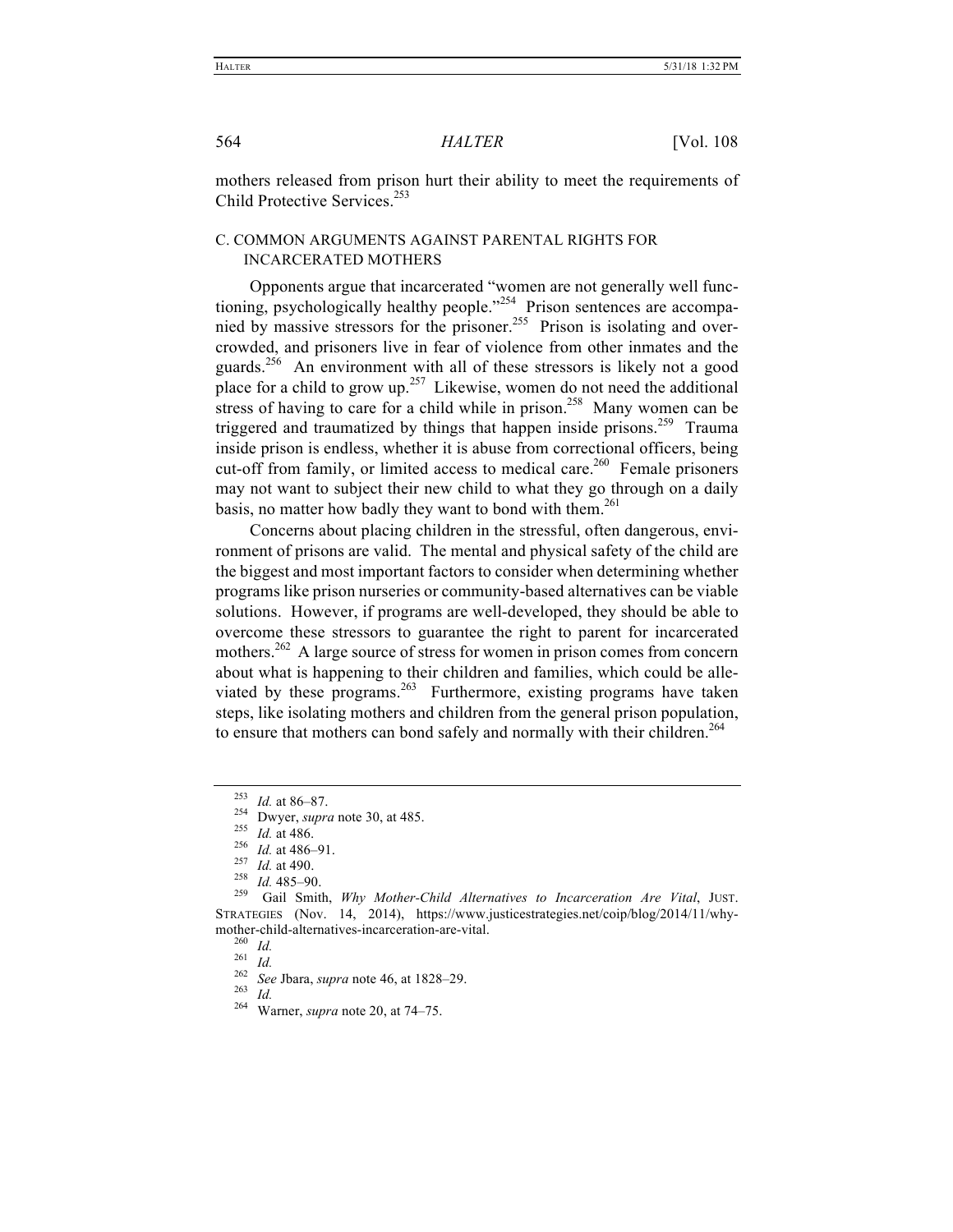mothers released from prison hurt their ability to meet the requirements of Child Protective Services.[253]

### C. COMMON ARGUMENTS AGAINST PARENTAL RIGHTS FOR INCARCERATED MOTHERS

Opponents argue that incarcerated "women are not generally well functioning, psychologically healthy people."[254] Prison sentences are accompanied by massive stressors for the prisoner.[255] Prison is isolating and overcrowded, and prisoners live in fear of violence from other inmates and the guards.[256] An environment with all of these stressors is likely not a good place for a child to grow up.[257] Likewise, women do not need the additional stress of having to care for a child while in prison.[258] Many women can be triggered and traumatized by things that happen inside prisons.[259] Trauma inside prison is endless, whether it is abuse from correctional officers, being cut-off from family, or limited access to medical care.[260] Female prisoners may not want to subject their new child to what they go through on a daily basis, no matter how badly they want to bond with them.[261]

Concerns about placing children in the stressful, often dangerous, environment of prisons are valid. The mental and physical safety of the child are the biggest and most important factors to consider when determining whether programs like prison nurseries or community-based alternatives can be viable solutions. However, if programs are well-developed, they should be able to overcome these stressors to guarantee the right to parent for incarcerated mothers.[262] A large source of stress for women in prison comes from concern about what is happening to their children and families, which could be alleviated by these programs.[263] Furthermore, existing programs have taken steps, like isolating mothers and children from the general prison population, to ensure that mothers can bond safely and normally with their children.[264]

---

[253] *Id.* at 86–87.

[254] Dwyer, *supra* note 30, at 485.

[255] *Id.* at 486.

[256] *Id.* at 486–91.

[257] *Id.* at 490.

[258] *Id.* 485–90.

[259] Gail Smith, *Why Mother-Child Alternatives to Incarceration Are Vital*, JUST. STRATEGIES (Nov. 14, 2014), https://www.justicestrategies.net/coip/blog/2014/11/why-mother-child-alternatives-incarceration-are-vital.

[260] *Id.*

[261] *Id.*

[262] *See* Jbara, *supra* note 46, at 1828–29.

[263] *Id.*

[264] Warner, *supra* note 20, at 74–75.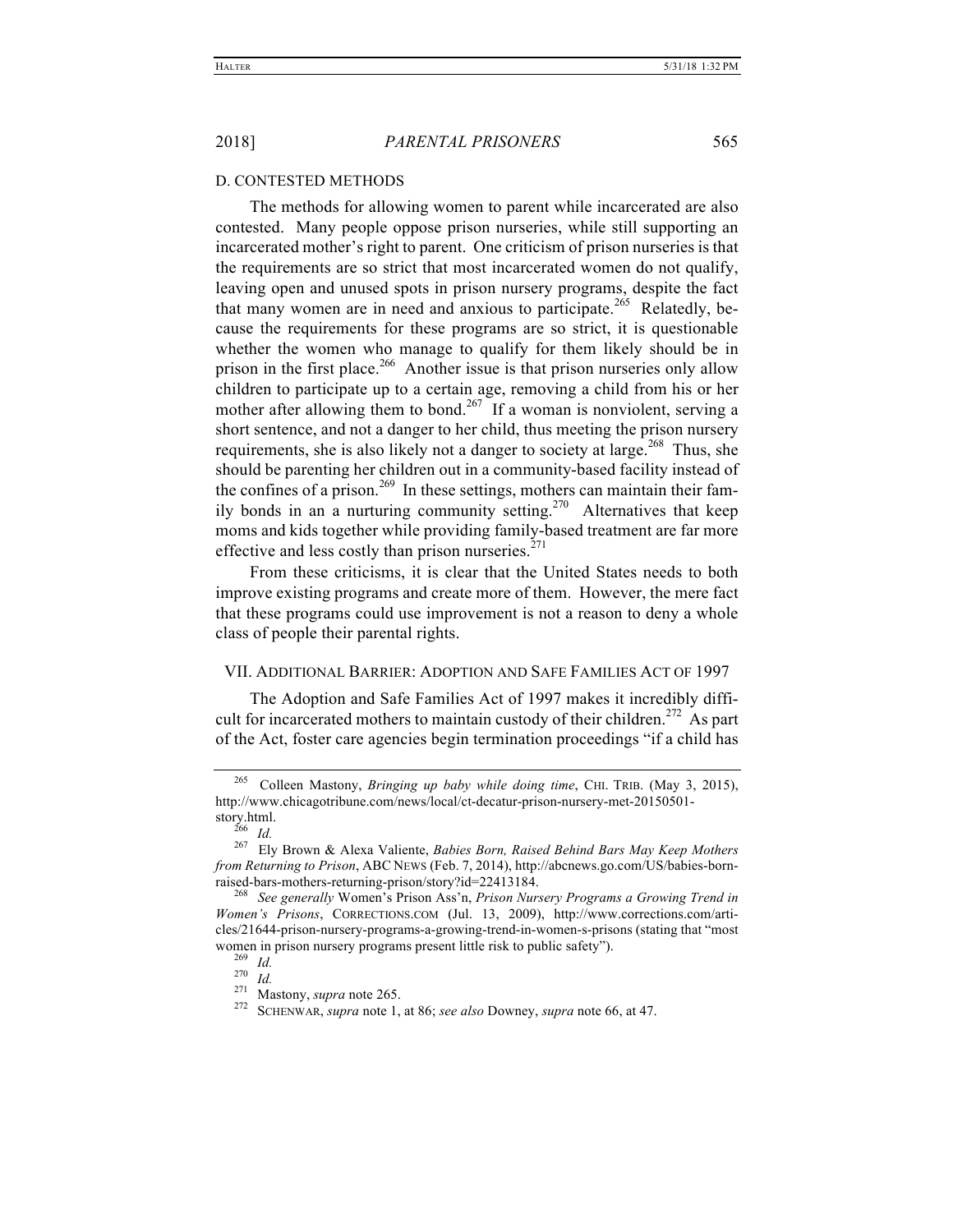### D. CONTESTED METHODS

The methods for allowing women to parent while incarcerated are also contested. Many people oppose prison nurseries, while still supporting an incarcerated mother's right to parent. One criticism of prison nurseries is that the requirements are so strict that most incarcerated women do not qualify, leaving open and unused spots in prison nursery programs, despite the fact that many women are in need and anxious to participate.[265] Relatedly, because the requirements for these programs are so strict, it is questionable whether the women who manage to qualify for them likely should be in prison in the first place.[266] Another issue is that prison nurseries only allow children to participate up to a certain age, removing a child from his or her mother after allowing them to bond.[267] If a woman is nonviolent, serving a short sentence, and not a danger to her child, thus meeting the prison nursery requirements, she is also likely not a danger to society at large.[268] Thus, she should be parenting her children out in a community-based facility instead of the confines of a prison.[269] In these settings, mothers can maintain their family bonds in a nurturing community setting.[270] Alternatives that keep moms and kids together while providing family-based treatment are far more effective and less costly than prison nurseries.[271]

From these criticisms, it is clear that the United States needs to both improve existing programs and create more of them. However, the mere fact that these programs could use improvement is not a reason to deny a whole class of people their parental rights.

## VII. ADDITIONAL BARRIER: ADOPTION AND SAFE FAMILIES ACT OF 1997

The Adoption and Safe Families Act of 1997 makes it incredibly difficult for incarcerated mothers to maintain custody of their children.[272] As part of the Act, foster care agencies begin termination proceedings "if a child has

---

[265] Colleen Mastony, *Bringing up baby while doing time*, CHI. TRIB. (May 3, 2015), http://www.chicagotribune.com/news/local/ct-decatur-prison-nursery-met-20150501-story.html.

[266] *Id.*

[267] Ely Brown & Alexa Valiente, *Babies Born, Raised Behind Bars May Keep Mothers from Returning to Prison*, ABC NEWS (Feb. 7, 2014), http://abcnews.go.com/US/babies-born-raised-bars-mothers-returning-prison/story?id=22413184.

[268] *See generally* Women's Prison Ass'n, *Prison Nursery Programs a Growing Trend in Women's Prisons*, CORRECTIONS.COM (Jul. 13, 2009), http://www.corrections.com/articles/21644-prison-nursery-programs-a-growing-trend-in-women-s-prisons (stating that "most women in prison nursery programs present little risk to public safety").

[269] *Id.*

[270] *Id.*

[271] Mastony, *supra* note 265.

[272] SCHENWAR, *supra* note 1, at 86; *see also* Downey, *supra* note 66, at 47.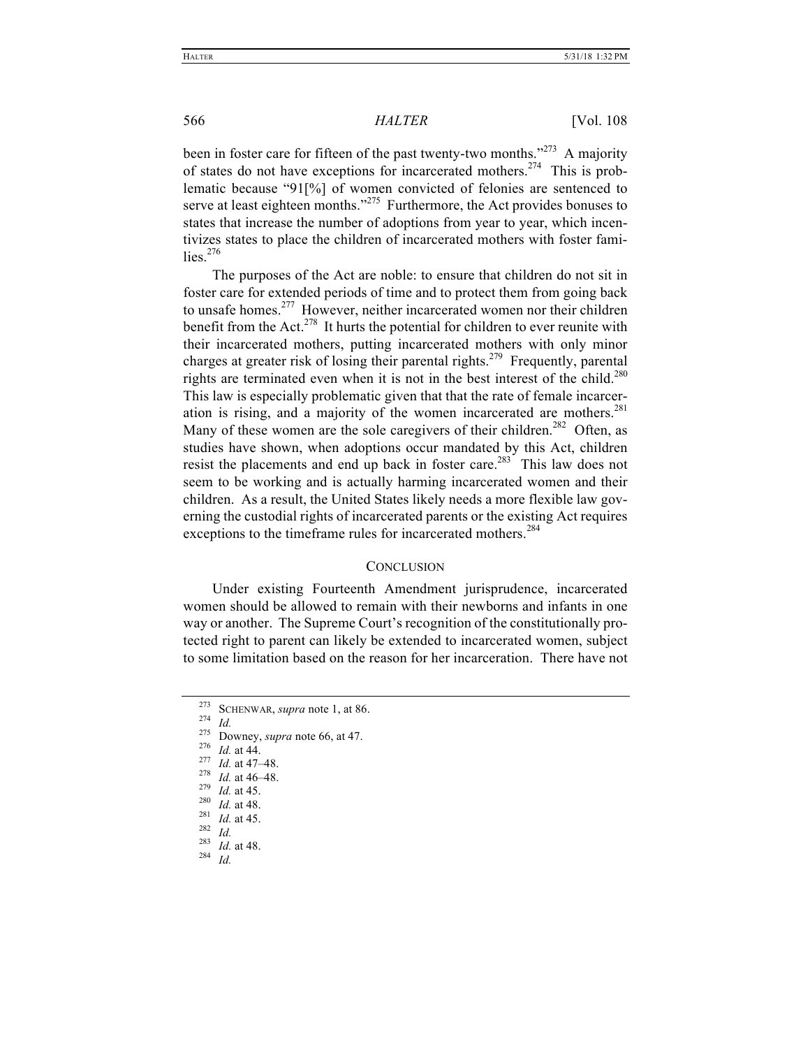been in foster care for fifteen of the past twenty-two months."[273] A majority of states do not have exceptions for incarcerated mothers.[274] This is problematic because "91[%] of women convicted of felonies are sentenced to serve at least eighteen months."[275] Furthermore, the Act provides bonuses to states that increase the number of adoptions from year to year, which incentivizes states to place the children of incarcerated mothers with foster families.[276]

The purposes of the Act are noble: to ensure that children do not sit in foster care for extended periods of time and to protect them from going back to unsafe homes.[277] However, neither incarcerated women nor their children benefit from the Act.[278] It hurts the potential for children to ever reunite with their incarcerated mothers, putting incarcerated mothers with only minor charges at greater risk of losing their parental rights.[279] Frequently, parental rights are terminated even when it is not in the best interest of the child.[280] This law is especially problematic given that that the rate of female incarceration is rising, and a majority of the women incarcerated are mothers.[281] Many of these women are the sole caregivers of their children.[282] Often, as studies have shown, when adoptions occur mandated by this Act, children resist the placements and end up back in foster care.[283] This law does not seem to be working and is actually harming incarcerated women and their children. As a result, the United States likely needs a more flexible law governing the custodial rights of incarcerated parents or the existing Act requires exceptions to the timeframe rules for incarcerated mothers.[284]

## CONCLUSION

Under existing Fourteenth Amendment jurisprudence, incarcerated women should be allowed to remain with their newborns and infants in one way or another. The Supreme Court's recognition of the constitutionally protected right to parent can likely be extended to incarcerated women, subject to some limitation based on the reason for her incarceration. There have not

---

[273] SCHENWAR, *supra* note 1, at 86.
[274] *Id.*
[275] Downey, *supra* note 66, at 47.
[276] *Id.* at 44.
[277] *Id.* at 47–48.
[278] *Id.* at 46–48.
[279] *Id.* at 45.
[280] *Id.* at 48.
[281] *Id.* at 45.
[282] *Id.*
[283] *Id.* at 48.
[284] *Id.*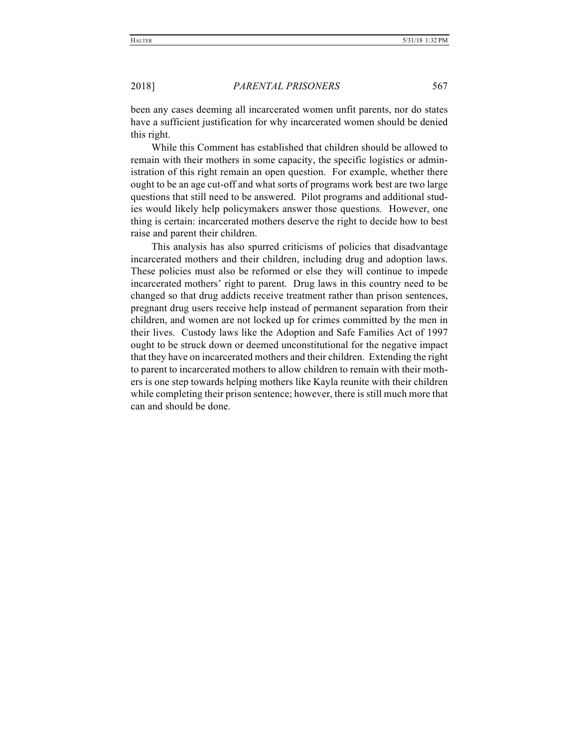been any cases deeming all incarcerated women unfit parents, nor do states have a sufficient justification for why incarcerated women should be denied this right.

While this Comment has established that children should be allowed to remain with their mothers in some capacity, the specific logistics or administration of this right remain an open question. For example, whether there ought to be an age cut-off and what sorts of programs work best are two large questions that still need to be answered. Pilot programs and additional studies would likely help policymakers answer those questions. However, one thing is certain: incarcerated mothers deserve the right to decide how to best raise and parent their children.

This analysis has also spurred criticisms of policies that disadvantage incarcerated mothers and their children, including drug and adoption laws. These policies must also be reformed or else they will continue to impede incarcerated mothers' right to parent. Drug laws in this country need to be changed so that drug addicts receive treatment rather than prison sentences, pregnant drug users receive help instead of permanent separation from their children, and women are not locked up for crimes committed by the men in their lives. Custody laws like the Adoption and Safe Families Act of 1997 ought to be struck down or deemed unconstitutional for the negative impact that they have on incarcerated mothers and their children. Extending the right to parent to incarcerated mothers to allow children to remain with their mothers is one step towards helping mothers like Kayla reunite with their children while completing their prison sentence; however, there is still much more that can and should be done.